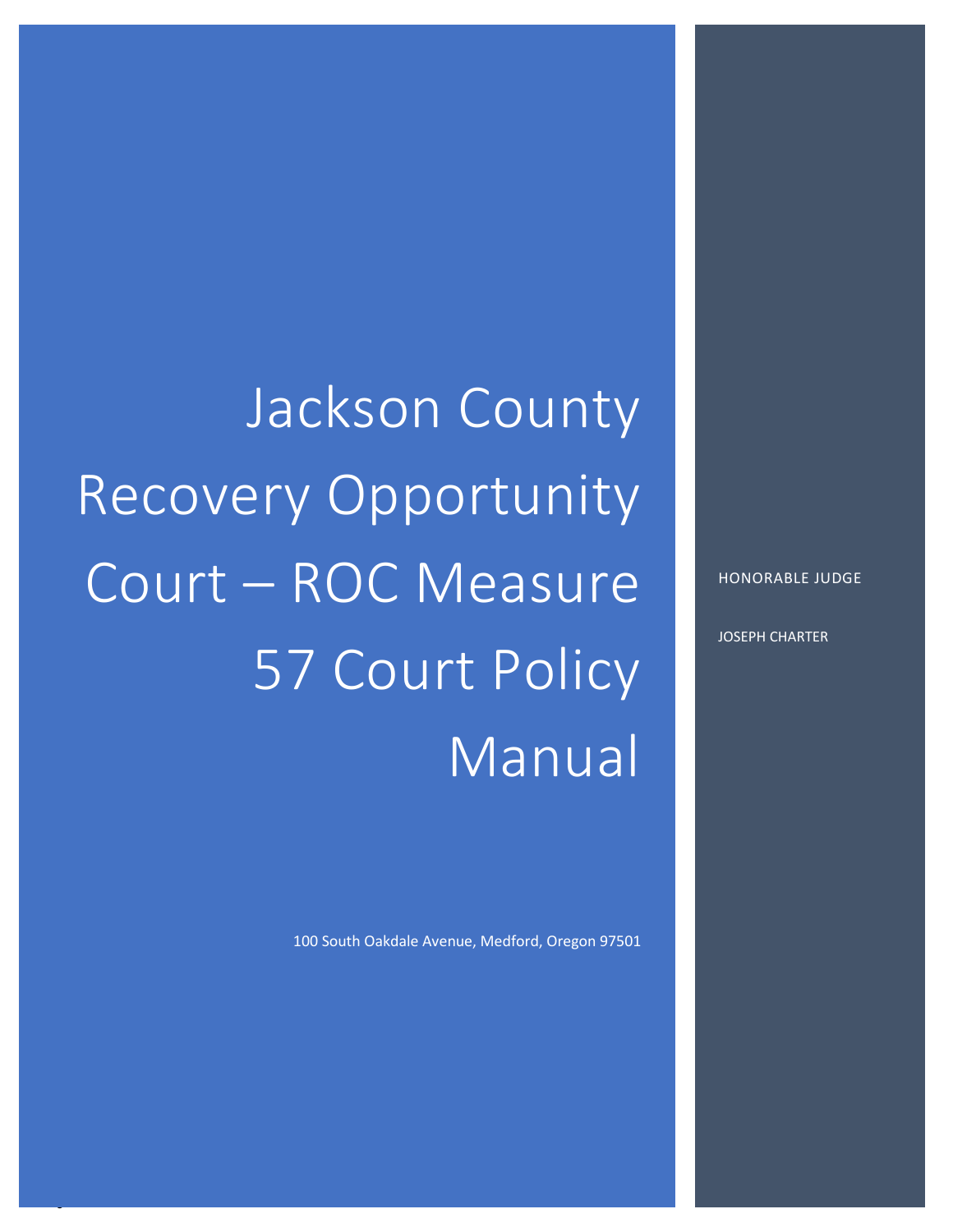# Jackson County Recovery Opportunity Court – ROC Measure 57 Court Policy Manual

100 South Oakdale Avenue, Medford, Oregon 97501

HONORABLE JUDGE

JOSEPH CHARTER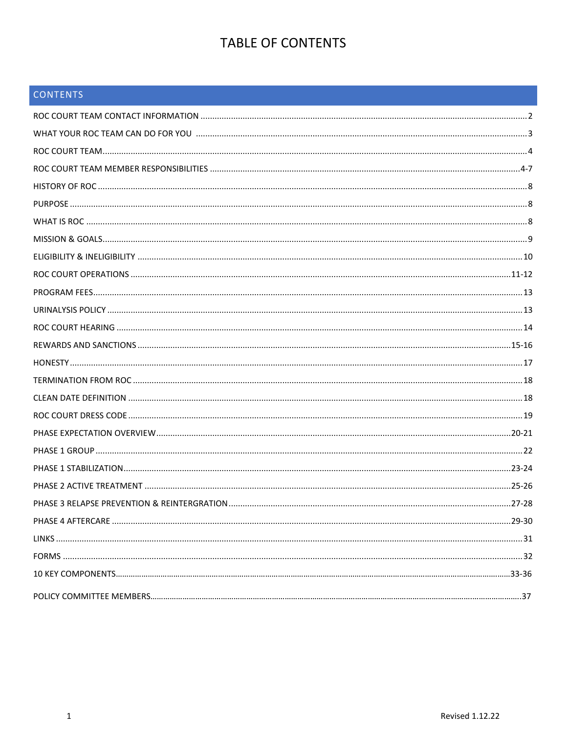# TABLE OF CONTENTS

## CONTENTS

ROC COURT TEAM CONTACT INFORMATION ........................................ 2

WHAT YOUR ROC TEAM CAN DO FOR YOU ........................................ 3

ROC COURT TEAM ........................................ 4

ROC COURT TEAM MEMBER RESPONSIBILITIES ........................................ 4-7

HISTORY OF ROC ........................................ 8

PURPOSE ........................................ 8

WHAT IS ROC ........................................ 8

MISSION & GOALS ........................................ 9

ELIGIBILITY & INELIGIBILITY ........................................ 10

ROC COURT OPERATIONS ........................................ 11-12

PROGRAM FEES ........................................ 13

URINALYSIS POLICY ........................................ 13

ROC COURT HEARING ........................................ 14

REWARDS AND SANCTIONS ........................................ 15-16

HONESTY ........................................ 17

TERMINATION FROM ROC ........................................ 18

CLEAN DATE DEFINITION ........................................ 18

ROC COURT DRESS CODE ........................................ 19

PHASE EXPECTATION OVERVIEW ........................................ 20-21

PHASE 1 GROUP ........................................ 22

PHASE 1 STABILIZATION ........................................ 23-24

PHASE 2 ACTIVE TREATMENT ........................................ 25-26

PHASE 3 RELAPSE PREVENTION & REINTERGRATION ........................................ 27-28

PHASE 4 AFTERCARE ........................................ 29-30

LINKS ........................................ 31

FORMS ........................................ 32

10 KEY COMPONENTS ........................................ 33-36

POLICY COMMITTEE MEMBERS ........................................ 37

Revised 1.12.22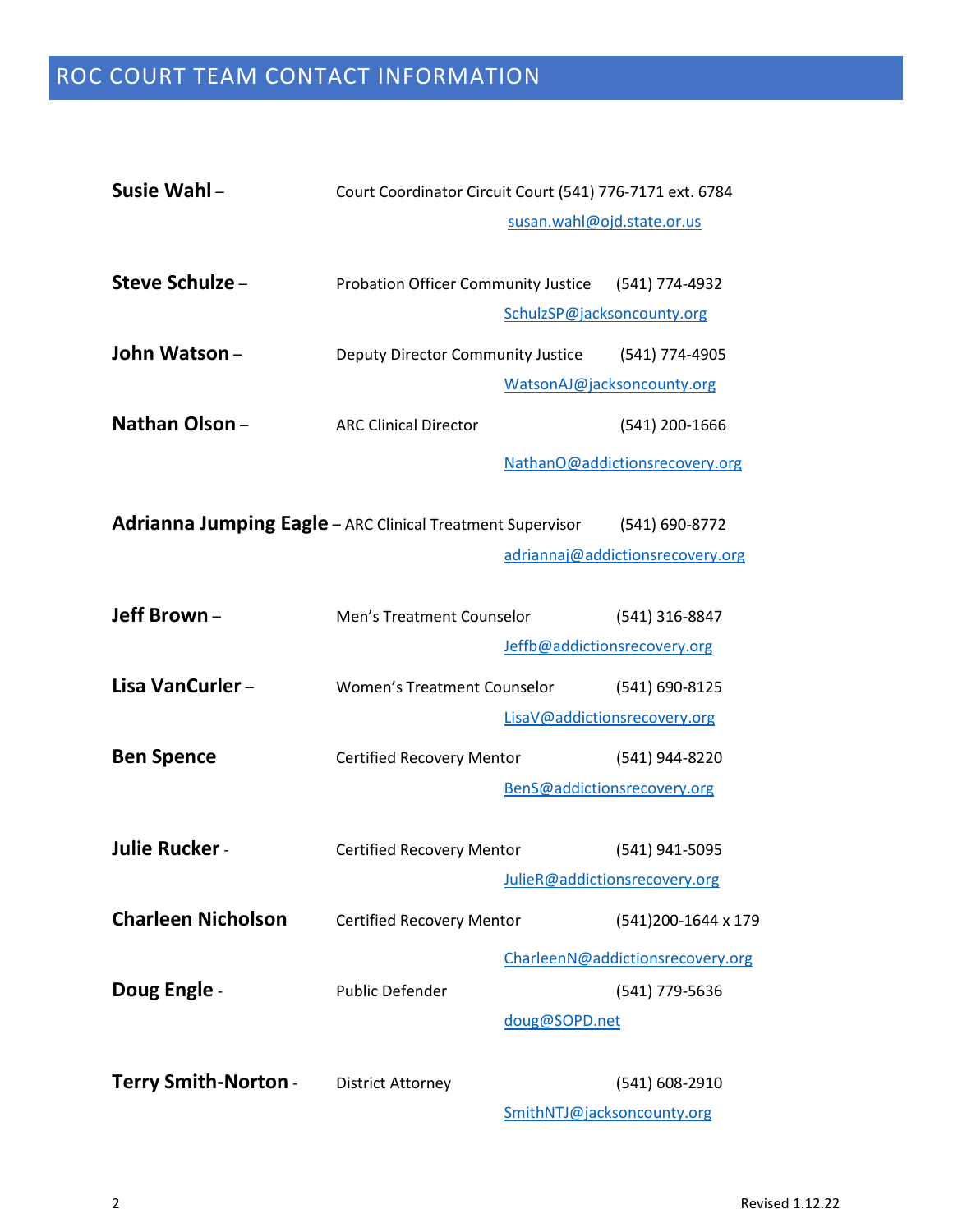# ROC COURT TEAM CONTACT INFORMATION

**Susie Wahl** – Court Coordinator Circuit Court (541) 776-7171 ext. 6784
susan.wahl@ojd.state.or.us

**Steve Schulze** – Probation Officer Community Justice (541) 774-4932
SchulzSP@jacksoncounty.org

**John Watson** – Deputy Director Community Justice (541) 774-4905
WatsonAJ@jacksoncounty.org

**Nathan Olson** – ARC Clinical Director (541) 200-1666
NathanO@addictionsrecovery.org

**Adrianna Jumping Eagle** – ARC Clinical Treatment Supervisor (541) 690-8772
adriannaj@addictionsrecovery.org

**Jeff Brown** – Men's Treatment Counselor (541) 316-8847
Jeffb@addictionsrecovery.org

**Lisa VanCurler** – Women's Treatment Counselor (541) 690-8125
LisaV@addictionsrecovery.org

**Ben Spence** Certified Recovery Mentor (541) 944-8220
BenS@addictionsrecovery.org

**Julie Rucker** - Certified Recovery Mentor (541) 941-5095
JulieR@addictionsrecovery.org

**Charleen Nicholson** Certified Recovery Mentor (541)200-1644 x 179
CharleenN@addictionsrecovery.org

**Doug Engle** - Public Defender (541) 779-5636
doug@SOPD.net

**Terry Smith-Norton** - District Attorney (541) 608-2910
SmithNTJ@jacksoncounty.org

Revised 1.12.22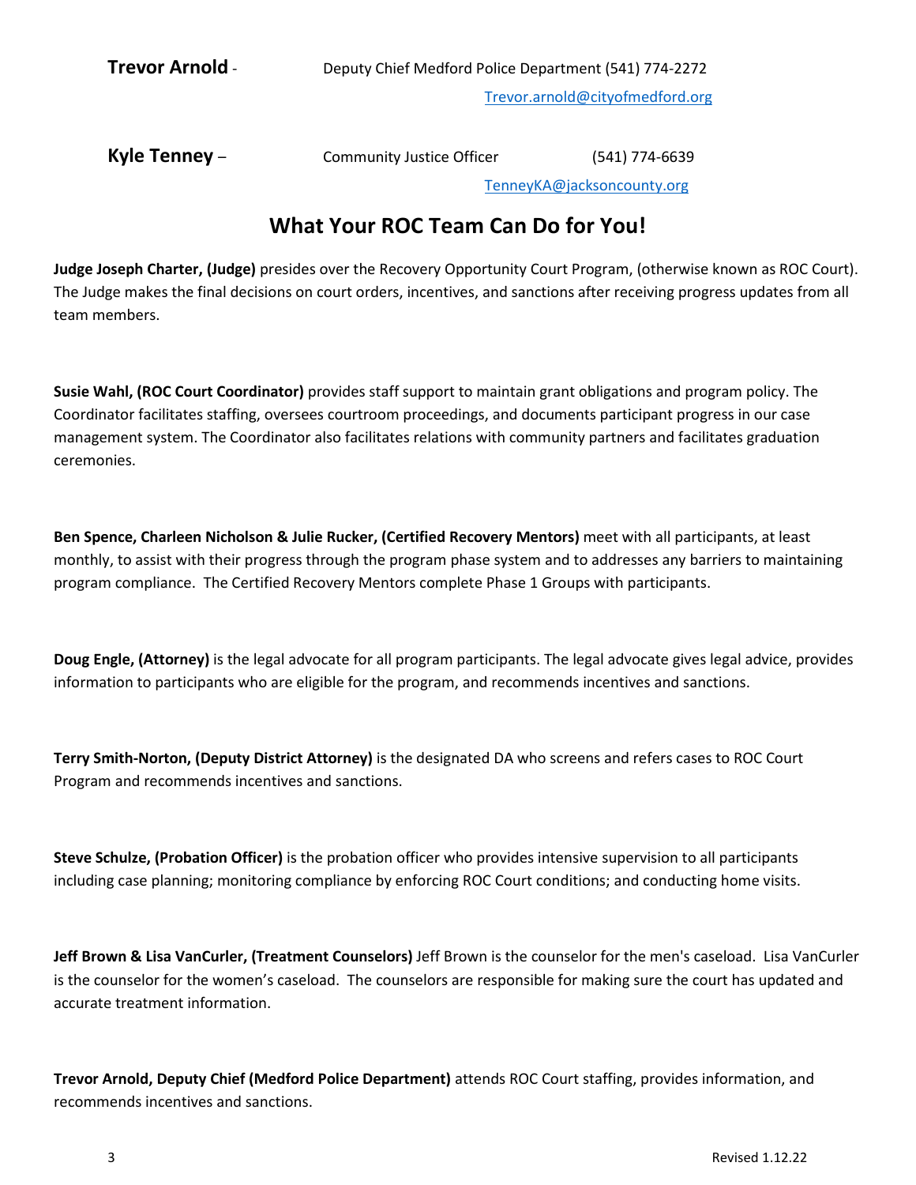**Trevor Arnold** - Deputy Chief Medford Police Department (541) 774-2272
Trevor.arnold@cityofmedford.org

**Kyle Tenney** – Community Justice Officer (541) 774-6639
TenneyKA@jacksoncounty.org

## What Your ROC Team Can Do for You!

**Judge Joseph Charter, (Judge)** presides over the Recovery Opportunity Court Program, (otherwise known as ROC Court). The Judge makes the final decisions on court orders, incentives, and sanctions after receiving progress updates from all team members.

**Susie Wahl, (ROC Court Coordinator)** provides staff support to maintain grant obligations and program policy. The Coordinator facilitates staffing, oversees courtroom proceedings, and documents participant progress in our case management system. The Coordinator also facilitates relations with community partners and facilitates graduation ceremonies.

**Ben Spence, Charleen Nicholson & Julie Rucker, (Certified Recovery Mentors)** meet with all participants, at least monthly, to assist with their progress through the program phase system and to addresses any barriers to maintaining program compliance. The Certified Recovery Mentors complete Phase 1 Groups with participants.

**Doug Engle, (Attorney)** is the legal advocate for all program participants. The legal advocate gives legal advice, provides information to participants who are eligible for the program, and recommends incentives and sanctions.

**Terry Smith-Norton, (Deputy District Attorney)** is the designated DA who screens and refers cases to ROC Court Program and recommends incentives and sanctions.

**Steve Schulze, (Probation Officer)** is the probation officer who provides intensive supervision to all participants including case planning; monitoring compliance by enforcing ROC Court conditions; and conducting home visits.

**Jeff Brown & Lisa VanCurler, (Treatment Counselors)** Jeff Brown is the counselor for the men's caseload. Lisa VanCurler is the counselor for the women's caseload. The counselors are responsible for making sure the court has updated and accurate treatment information.

**Trevor Arnold, Deputy Chief (Medford Police Department)** attends ROC Court staffing, provides information, and recommends incentives and sanctions.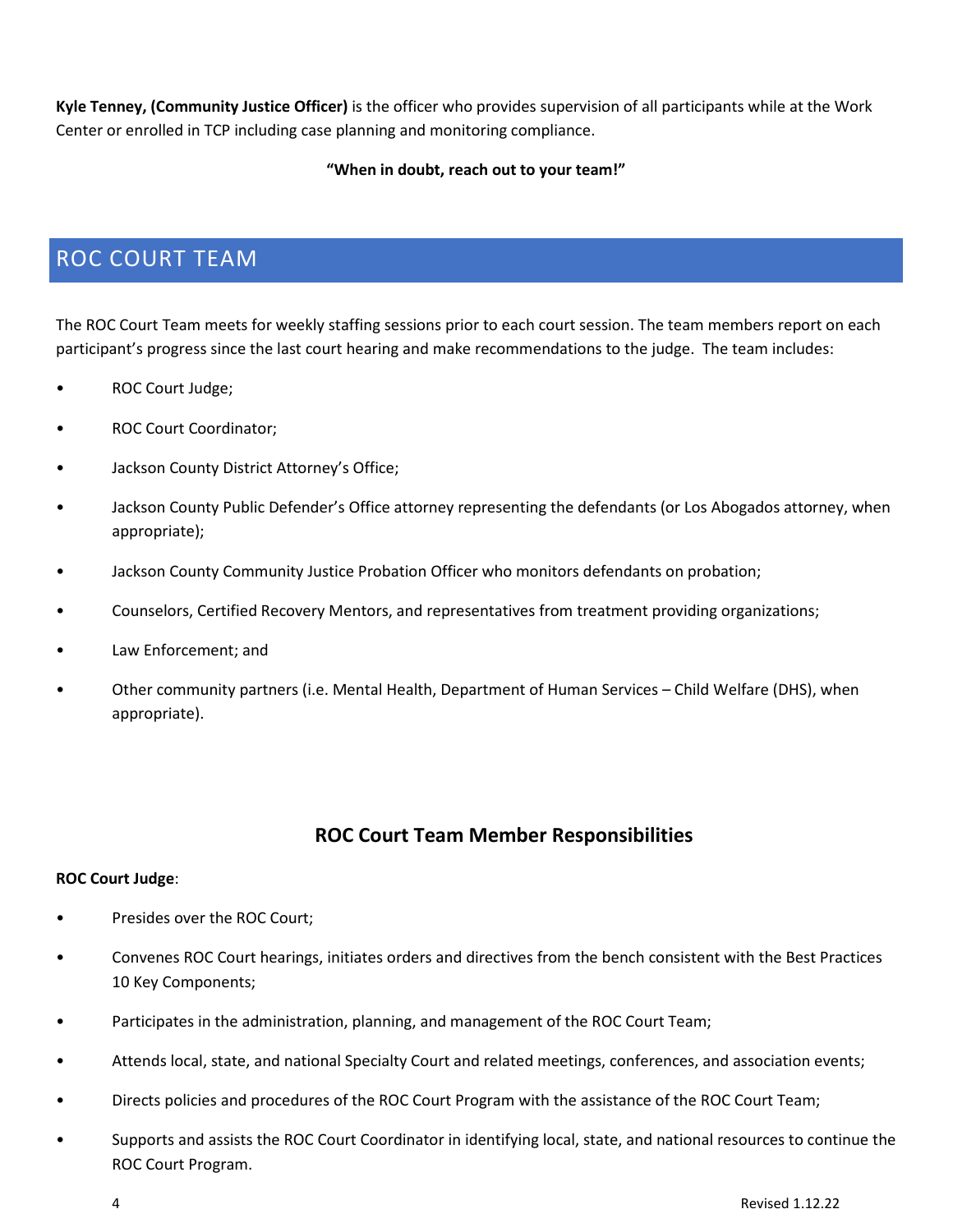**Kyle Tenney, (Community Justice Officer)** is the officer who provides supervision of all participants while at the Work Center or enrolled in TCP including case planning and monitoring compliance.

**"When in doubt, reach out to your team!"**

## ROC COURT TEAM

The ROC Court Team meets for weekly staffing sessions prior to each court session. The team members report on each participant's progress since the last court hearing and make recommendations to the judge. The team includes:

- ROC Court Judge;
- ROC Court Coordinator;
- Jackson County District Attorney's Office;
- Jackson County Public Defender's Office attorney representing the defendants (or Los Abogados attorney, when appropriate);
- Jackson County Community Justice Probation Officer who monitors defendants on probation;
- Counselors, Certified Recovery Mentors, and representatives from treatment providing organizations;
- Law Enforcement; and
- Other community partners (i.e. Mental Health, Department of Human Services – Child Welfare (DHS), when appropriate).

### ROC Court Team Member Responsibilities

**ROC Court Judge**:

- Presides over the ROC Court;
- Convenes ROC Court hearings, initiates orders and directives from the bench consistent with the Best Practices 10 Key Components;
- Participates in the administration, planning, and management of the ROC Court Team;
- Attends local, state, and national Specialty Court and related meetings, conferences, and association events;
- Directs policies and procedures of the ROC Court Program with the assistance of the ROC Court Team;
- Supports and assists the ROC Court Coordinator in identifying local, state, and national resources to continue the ROC Court Program.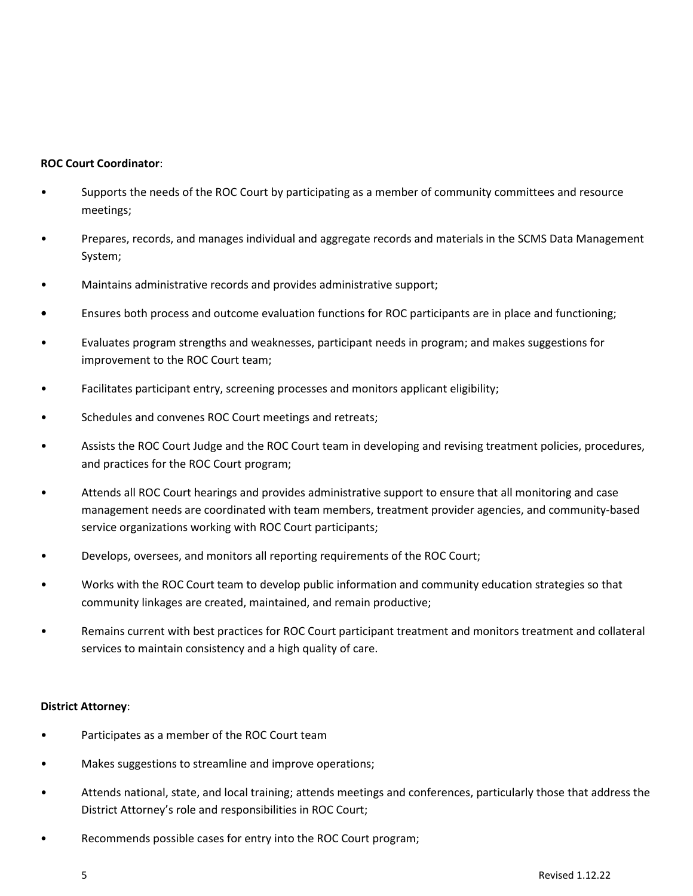**ROC Court Coordinator**:

- Supports the needs of the ROC Court by participating as a member of community committees and resource meetings;
- Prepares, records, and manages individual and aggregate records and materials in the SCMS Data Management System;
- Maintains administrative records and provides administrative support;
- Ensures both process and outcome evaluation functions for ROC participants are in place and functioning;
- Evaluates program strengths and weaknesses, participant needs in program; and makes suggestions for improvement to the ROC Court team;
- Facilitates participant entry, screening processes and monitors applicant eligibility;
- Schedules and convenes ROC Court meetings and retreats;
- Assists the ROC Court Judge and the ROC Court team in developing and revising treatment policies, procedures, and practices for the ROC Court program;
- Attends all ROC Court hearings and provides administrative support to ensure that all monitoring and case management needs are coordinated with team members, treatment provider agencies, and community-based service organizations working with ROC Court participants;
- Develops, oversees, and monitors all reporting requirements of the ROC Court;
- Works with the ROC Court team to develop public information and community education strategies so that community linkages are created, maintained, and remain productive;
- Remains current with best practices for ROC Court participant treatment and monitors treatment and collateral services to maintain consistency and a high quality of care.

**District Attorney**:

- Participates as a member of the ROC Court team
- Makes suggestions to streamline and improve operations;
- Attends national, state, and local training; attends meetings and conferences, particularly those that address the District Attorney's role and responsibilities in ROC Court;
- Recommends possible cases for entry into the ROC Court program;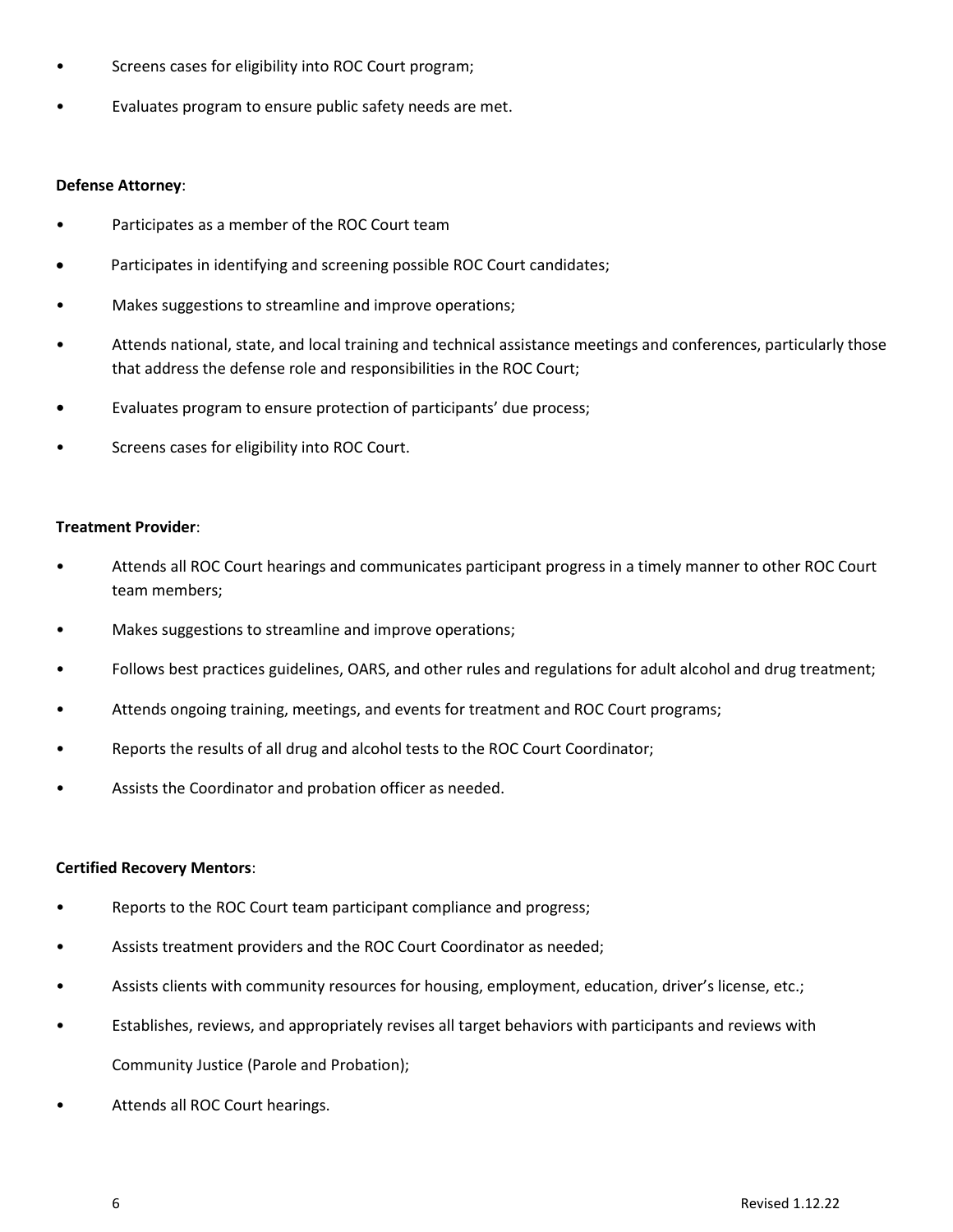- Screens cases for eligibility into ROC Court program;
- Evaluates program to ensure public safety needs are met.

**Defense Attorney**:

- Participates as a member of the ROC Court team
- Participates in identifying and screening possible ROC Court candidates;
- Makes suggestions to streamline and improve operations;
- Attends national, state, and local training and technical assistance meetings and conferences, particularly those that address the defense role and responsibilities in the ROC Court;
- Evaluates program to ensure protection of participants' due process;
- Screens cases for eligibility into ROC Court.

**Treatment Provider**:

- Attends all ROC Court hearings and communicates participant progress in a timely manner to other ROC Court team members;
- Makes suggestions to streamline and improve operations;
- Follows best practices guidelines, OARS, and other rules and regulations for adult alcohol and drug treatment;
- Attends ongoing training, meetings, and events for treatment and ROC Court programs;
- Reports the results of all drug and alcohol tests to the ROC Court Coordinator;
- Assists the Coordinator and probation officer as needed.

**Certified Recovery Mentors**:

- Reports to the ROC Court team participant compliance and progress;
- Assists treatment providers and the ROC Court Coordinator as needed;
- Assists clients with community resources for housing, employment, education, driver's license, etc.;
- Establishes, reviews, and appropriately revises all target behaviors with participants and reviews with Community Justice (Parole and Probation);
- Attends all ROC Court hearings.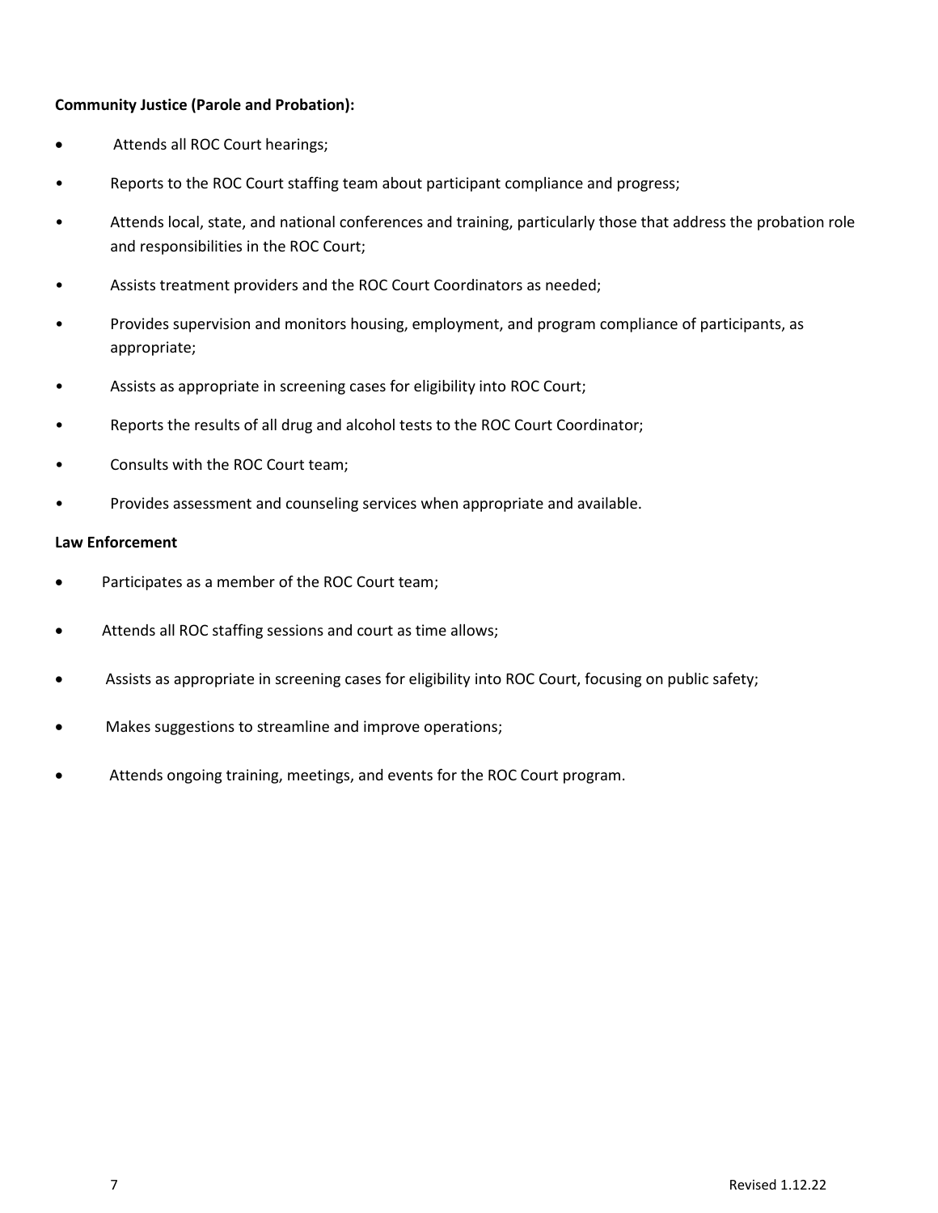**Community Justice (Parole and Probation):**

- Attends all ROC Court hearings;
- Reports to the ROC Court staffing team about participant compliance and progress;
- Attends local, state, and national conferences and training, particularly those that address the probation role and responsibilities in the ROC Court;
- Assists treatment providers and the ROC Court Coordinators as needed;
- Provides supervision and monitors housing, employment, and program compliance of participants, as appropriate;
- Assists as appropriate in screening cases for eligibility into ROC Court;
- Reports the results of all drug and alcohol tests to the ROC Court Coordinator;
- Consults with the ROC Court team;
- Provides assessment and counseling services when appropriate and available.

**Law Enforcement**

- Participates as a member of the ROC Court team;
- Attends all ROC staffing sessions and court as time allows;
- Assists as appropriate in screening cases for eligibility into ROC Court, focusing on public safety;
- Makes suggestions to streamline and improve operations;
- Attends ongoing training, meetings, and events for the ROC Court program.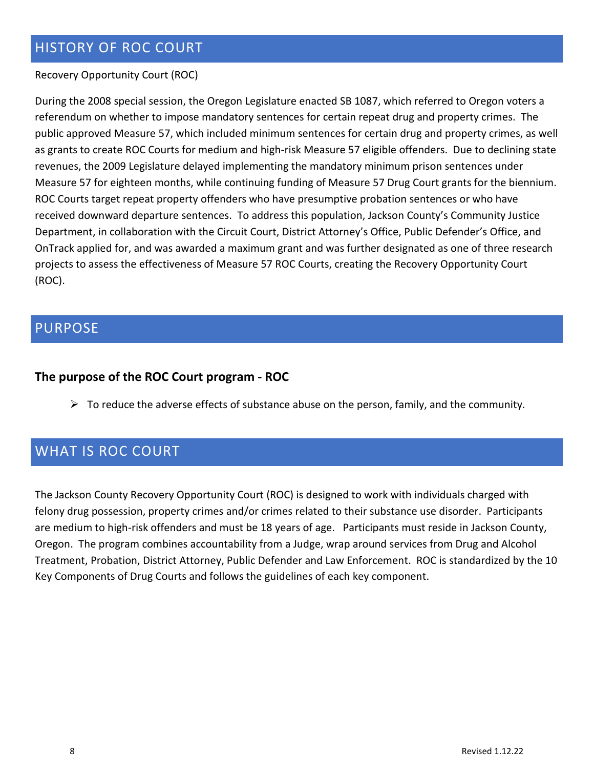## HISTORY OF ROC COURT

Recovery Opportunity Court (ROC)

During the 2008 special session, the Oregon Legislature enacted SB 1087, which referred to Oregon voters a referendum on whether to impose mandatory sentences for certain repeat drug and property crimes. The public approved Measure 57, which included minimum sentences for certain drug and property crimes, as well as grants to create ROC Courts for medium and high-risk Measure 57 eligible offenders. Due to declining state revenues, the 2009 Legislature delayed implementing the mandatory minimum prison sentences under Measure 57 for eighteen months, while continuing funding of Measure 57 Drug Court grants for the biennium. ROC Courts target repeat property offenders who have presumptive probation sentences or who have received downward departure sentences. To address this population, Jackson County's Community Justice Department, in collaboration with the Circuit Court, District Attorney's Office, Public Defender's Office, and OnTrack applied for, and was awarded a maximum grant and was further designated as one of three research projects to assess the effectiveness of Measure 57 ROC Courts, creating the Recovery Opportunity Court (ROC).

## PURPOSE

### The purpose of the ROC Court program - ROC

- To reduce the adverse effects of substance abuse on the person, family, and the community.

## WHAT IS ROC COURT

The Jackson County Recovery Opportunity Court (ROC) is designed to work with individuals charged with felony drug possession, property crimes and/or crimes related to their substance use disorder. Participants are medium to high-risk offenders and must be 18 years of age. Participants must reside in Jackson County, Oregon. The program combines accountability from a Judge, wrap around services from Drug and Alcohol Treatment, Probation, District Attorney, Public Defender and Law Enforcement. ROC is standardized by the 10 Key Components of Drug Courts and follows the guidelines of each key component.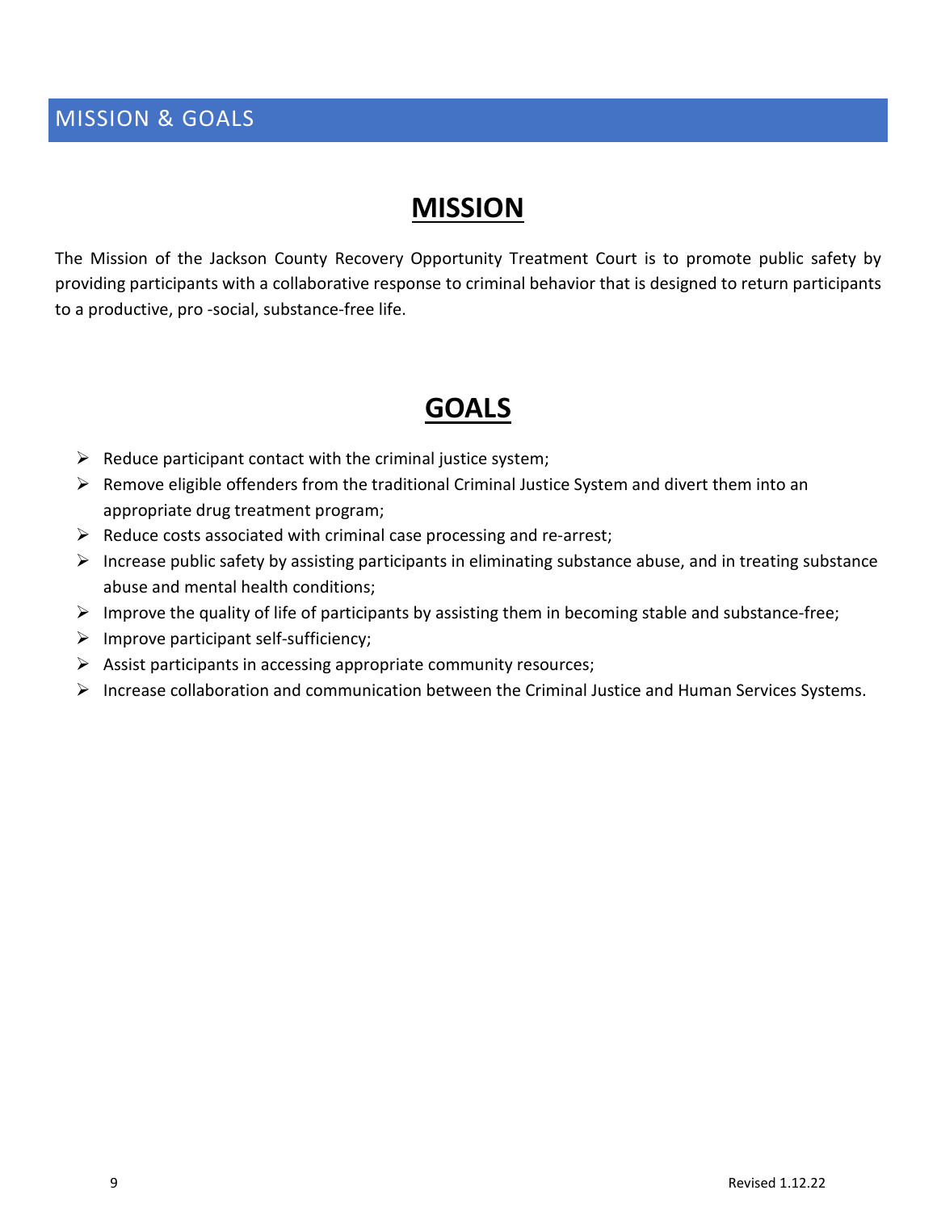# MISSION & GOALS

## MISSION

The Mission of the Jackson County Recovery Opportunity Treatment Court is to promote public safety by providing participants with a collaborative response to criminal behavior that is designed to return participants to a productive, pro -social, substance-free life.

## GOALS

- Reduce participant contact with the criminal justice system;
- Remove eligible offenders from the traditional Criminal Justice System and divert them into an appropriate drug treatment program;
- Reduce costs associated with criminal case processing and re-arrest;
- Increase public safety by assisting participants in eliminating substance abuse, and in treating substance abuse and mental health conditions;
- Improve the quality of life of participants by assisting them in becoming stable and substance-free;
- Improve participant self-sufficiency;
- Assist participants in accessing appropriate community resources;
- Increase collaboration and communication between the Criminal Justice and Human Services Systems.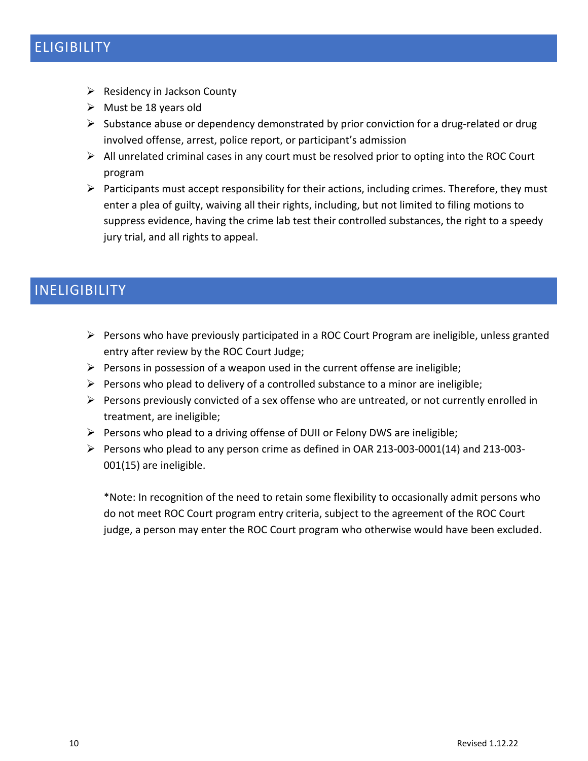## ELIGIBILITY

- Residency in Jackson County
- Must be 18 years old
- Substance abuse or dependency demonstrated by prior conviction for a drug-related or drug involved offense, arrest, police report, or participant's admission
- All unrelated criminal cases in any court must be resolved prior to opting into the ROC Court program
- Participants must accept responsibility for their actions, including crimes. Therefore, they must enter a plea of guilty, waiving all their rights, including, but not limited to filing motions to suppress evidence, having the crime lab test their controlled substances, the right to a speedy jury trial, and all rights to appeal.

## INELIGIBILITY

- Persons who have previously participated in a ROC Court Program are ineligible, unless granted entry after review by the ROC Court Judge;
- Persons in possession of a weapon used in the current offense are ineligible;
- Persons who plead to delivery of a controlled substance to a minor are ineligible;
- Persons previously convicted of a sex offense who are untreated, or not currently enrolled in treatment, are ineligible;
- Persons who plead to a driving offense of DUII or Felony DWS are ineligible;
- Persons who plead to any person crime as defined in OAR 213-003-0001(14) and 213-003-001(15) are ineligible.

  *Note: In recognition of the need to retain some flexibility to occasionally admit persons who do not meet ROC Court program entry criteria, subject to the agreement of the ROC Court judge, a person may enter the ROC Court program who otherwise would have been excluded.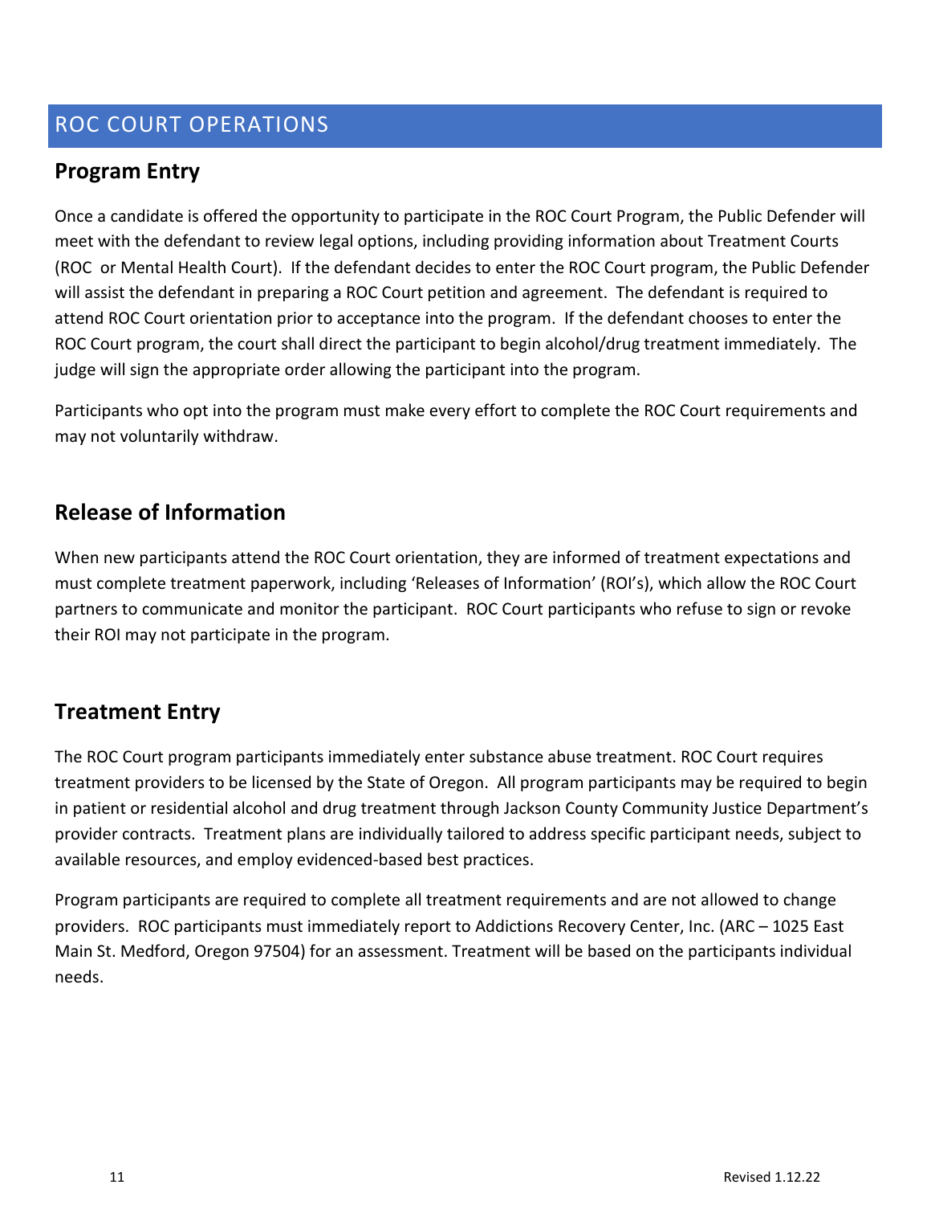# ROC COURT OPERATIONS

## Program Entry

Once a candidate is offered the opportunity to participate in the ROC Court Program, the Public Defender will meet with the defendant to review legal options, including providing information about Treatment Courts (ROC or Mental Health Court). If the defendant decides to enter the ROC Court program, the Public Defender will assist the defendant in preparing a ROC Court petition and agreement. The defendant is required to attend ROC Court orientation prior to acceptance into the program. If the defendant chooses to enter the ROC Court program, the court shall direct the participant to begin alcohol/drug treatment immediately. The judge will sign the appropriate order allowing the participant into the program.

Participants who opt into the program must make every effort to complete the ROC Court requirements and may not voluntarily withdraw.

## Release of Information

When new participants attend the ROC Court orientation, they are informed of treatment expectations and must complete treatment paperwork, including 'Releases of Information' (ROI's), which allow the ROC Court partners to communicate and monitor the participant. ROC Court participants who refuse to sign or revoke their ROI may not participate in the program.

## Treatment Entry

The ROC Court program participants immediately enter substance abuse treatment. ROC Court requires treatment providers to be licensed by the State of Oregon. All program participants may be required to begin in patient or residential alcohol and drug treatment through Jackson County Community Justice Department's provider contracts. Treatment plans are individually tailored to address specific participant needs, subject to available resources, and employ evidenced-based best practices.

Program participants are required to complete all treatment requirements and are not allowed to change providers. ROC participants must immediately report to Addictions Recovery Center, Inc. (ARC – 1025 East Main St. Medford, Oregon 97504) for an assessment. Treatment will be based on the participants individual needs.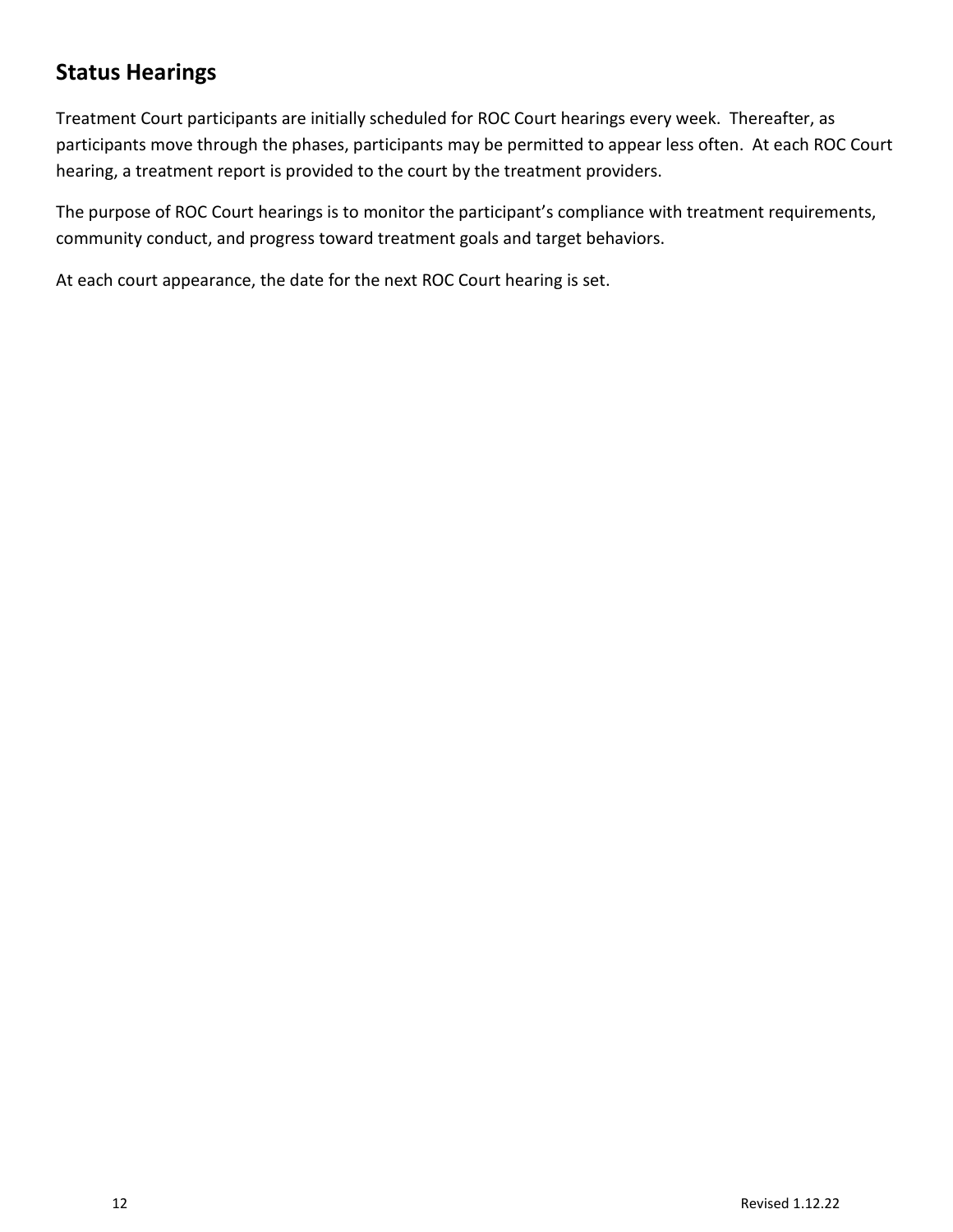## Status Hearings

Treatment Court participants are initially scheduled for ROC Court hearings every week. Thereafter, as participants move through the phases, participants may be permitted to appear less often. At each ROC Court hearing, a treatment report is provided to the court by the treatment providers.

The purpose of ROC Court hearings is to monitor the participant's compliance with treatment requirements, community conduct, and progress toward treatment goals and target behaviors.

At each court appearance, the date for the next ROC Court hearing is set.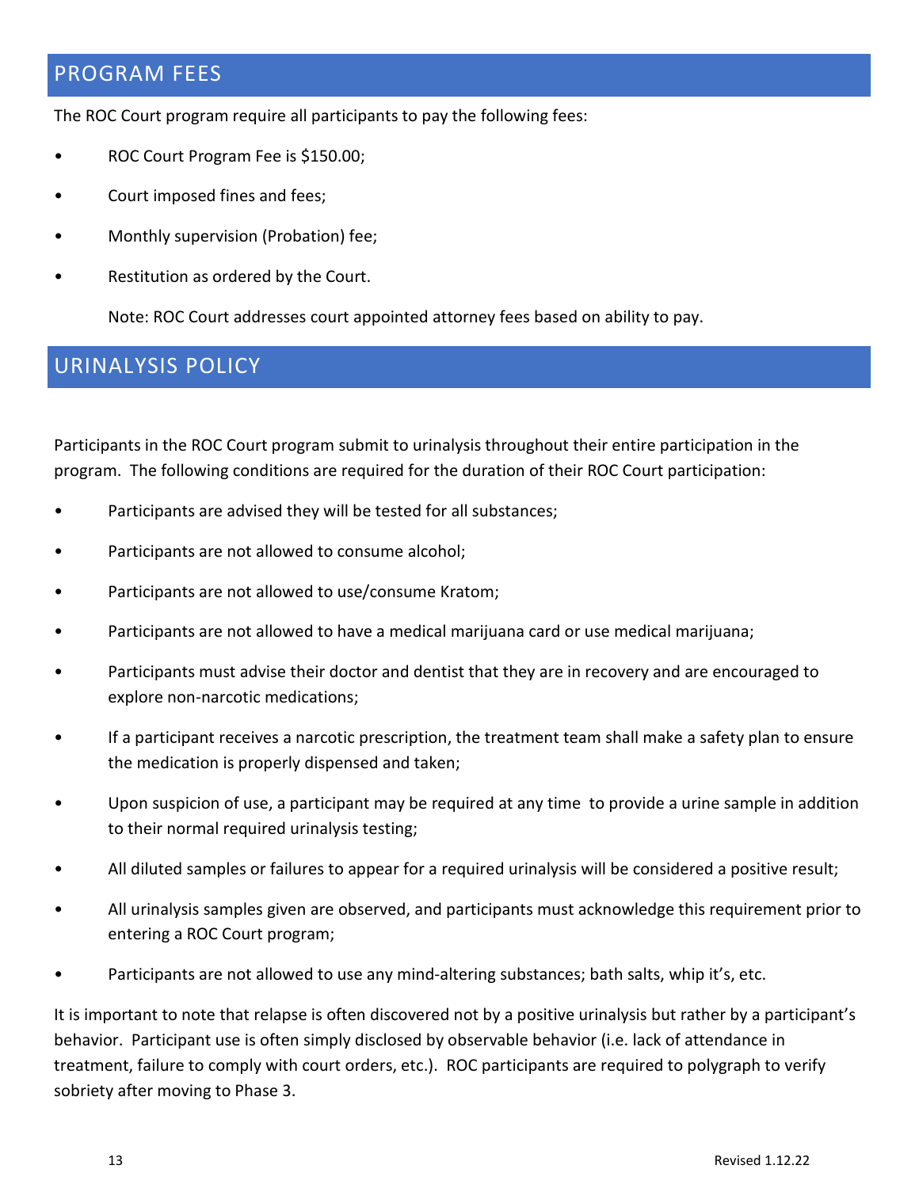## PROGRAM FEES

The ROC Court program require all participants to pay the following fees:

- ROC Court Program Fee is $150.00;
- Court imposed fines and fees;
- Monthly supervision (Probation) fee;
- Restitution as ordered by the Court.

  Note: ROC Court addresses court appointed attorney fees based on ability to pay.

## URINALYSIS POLICY

Participants in the ROC Court program submit to urinalysis throughout their entire participation in the program. The following conditions are required for the duration of their ROC Court participation:

- Participants are advised they will be tested for all substances;
- Participants are not allowed to consume alcohol;
- Participants are not allowed to use/consume Kratom;
- Participants are not allowed to have a medical marijuana card or use medical marijuana;
- Participants must advise their doctor and dentist that they are in recovery and are encouraged to explore non-narcotic medications;
- If a participant receives a narcotic prescription, the treatment team shall make a safety plan to ensure the medication is properly dispensed and taken;
- Upon suspicion of use, a participant may be required at any time to provide a urine sample in addition to their normal required urinalysis testing;
- All diluted samples or failures to appear for a required urinalysis will be considered a positive result;
- All urinalysis samples given are observed, and participants must acknowledge this requirement prior to entering a ROC Court program;
- Participants are not allowed to use any mind-altering substances; bath salts, whip it's, etc.

It is important to note that relapse is often discovered not by a positive urinalysis but rather by a participant's behavior. Participant use is often simply disclosed by observable behavior (i.e. lack of attendance in treatment, failure to comply with court orders, etc.). ROC participants are required to polygraph to verify sobriety after moving to Phase 3.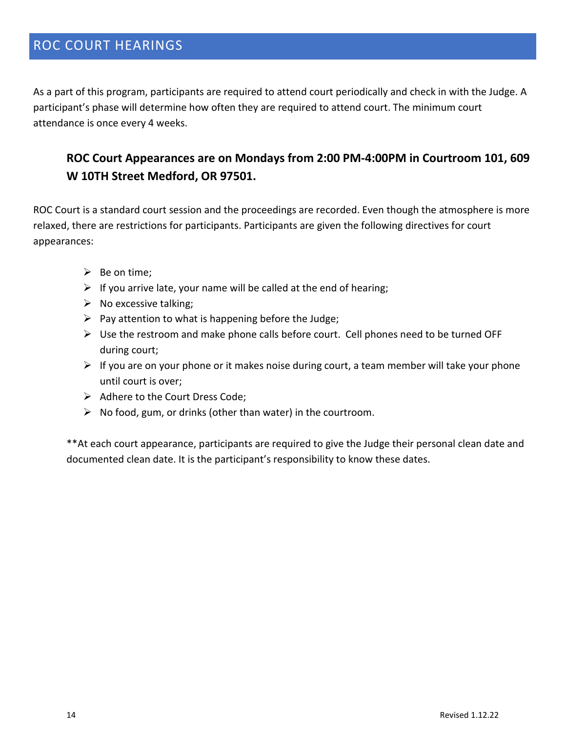## ROC COURT HEARINGS

As a part of this program, participants are required to attend court periodically and check in with the Judge. A participant's phase will determine how often they are required to attend court. The minimum court attendance is once every 4 weeks.

**ROC Court Appearances are on Mondays from 2:00 PM-4:00PM in Courtroom 101, 609 W 10TH Street Medford, OR 97501.**

ROC Court is a standard court session and the proceedings are recorded. Even though the atmosphere is more relaxed, there are restrictions for participants. Participants are given the following directives for court appearances:

- Be on time;
- If you arrive late, your name will be called at the end of hearing;
- No excessive talking;
- Pay attention to what is happening before the Judge;
- Use the restroom and make phone calls before court. Cell phones need to be turned OFF during court;
- If you are on your phone or it makes noise during court, a team member will take your phone until court is over;
- Adhere to the Court Dress Code;
- No food, gum, or drinks (other than water) in the courtroom.

**At each court appearance, participants are required to give the Judge their personal clean date and documented clean date. It is the participant's responsibility to know these dates.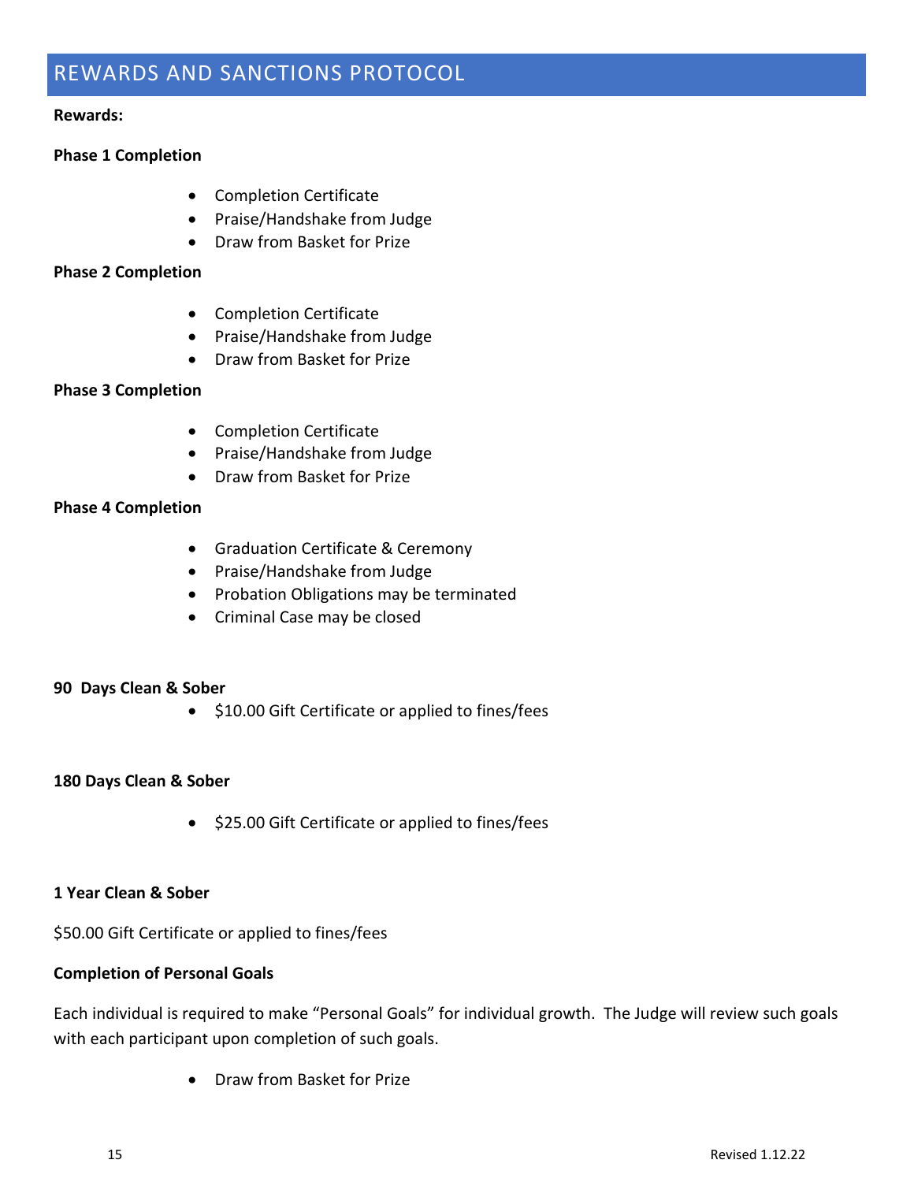## REWARDS AND SANCTIONS PROTOCOL

**Rewards:**

**Phase 1 Completion**

- Completion Certificate
- Praise/Handshake from Judge
- Draw from Basket for Prize

**Phase 2 Completion**

- Completion Certificate
- Praise/Handshake from Judge
- Draw from Basket for Prize

**Phase 3 Completion**

- Completion Certificate
- Praise/Handshake from Judge
- Draw from Basket for Prize

**Phase 4 Completion**

- Graduation Certificate & Ceremony
- Praise/Handshake from Judge
- Probation Obligations may be terminated
- Criminal Case may be closed

**90 Days Clean & Sober**

- $10.00 Gift Certificate or applied to fines/fees

**180 Days Clean & Sober**

- $25.00 Gift Certificate or applied to fines/fees

**1 Year Clean & Sober**

$50.00 Gift Certificate or applied to fines/fees

**Completion of Personal Goals**

Each individual is required to make "Personal Goals" for individual growth. The Judge will review such goals with each participant upon completion of such goals.

- Draw from Basket for Prize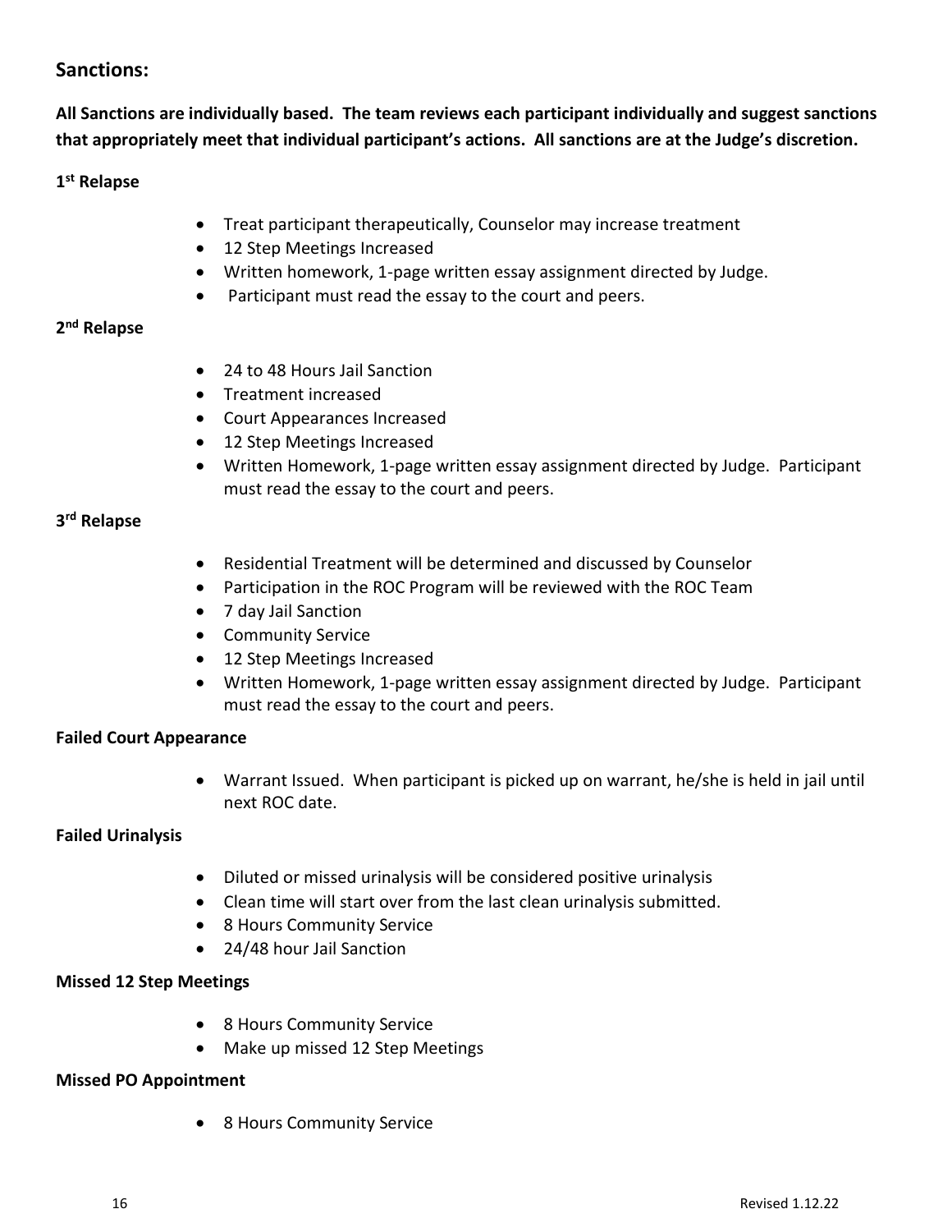## Sanctions:

**All Sanctions are individually based. The team reviews each participant individually and suggest sanctions that appropriately meet that individual participant's actions. All sanctions are at the Judge's discretion.**

**1st Relapse**

- Treat participant therapeutically, Counselor may increase treatment
- 12 Step Meetings Increased
- Written homework, 1-page written essay assignment directed by Judge.
- Participant must read the essay to the court and peers.

**2nd Relapse**

- 24 to 48 Hours Jail Sanction
- Treatment increased
- Court Appearances Increased
- 12 Step Meetings Increased
- Written Homework, 1-page written essay assignment directed by Judge. Participant must read the essay to the court and peers.

**3rd Relapse**

- Residential Treatment will be determined and discussed by Counselor
- Participation in the ROC Program will be reviewed with the ROC Team
- 7 day Jail Sanction
- Community Service
- 12 Step Meetings Increased
- Written Homework, 1-page written essay assignment directed by Judge. Participant must read the essay to the court and peers.

**Failed Court Appearance**

- Warrant Issued. When participant is picked up on warrant, he/she is held in jail until next ROC date.

**Failed Urinalysis**

- Diluted or missed urinalysis will be considered positive urinalysis
- Clean time will start over from the last clean urinalysis submitted.
- 8 Hours Community Service
- 24/48 hour Jail Sanction

**Missed 12 Step Meetings**

- 8 Hours Community Service
- Make up missed 12 Step Meetings

**Missed PO Appointment**

- 8 Hours Community Service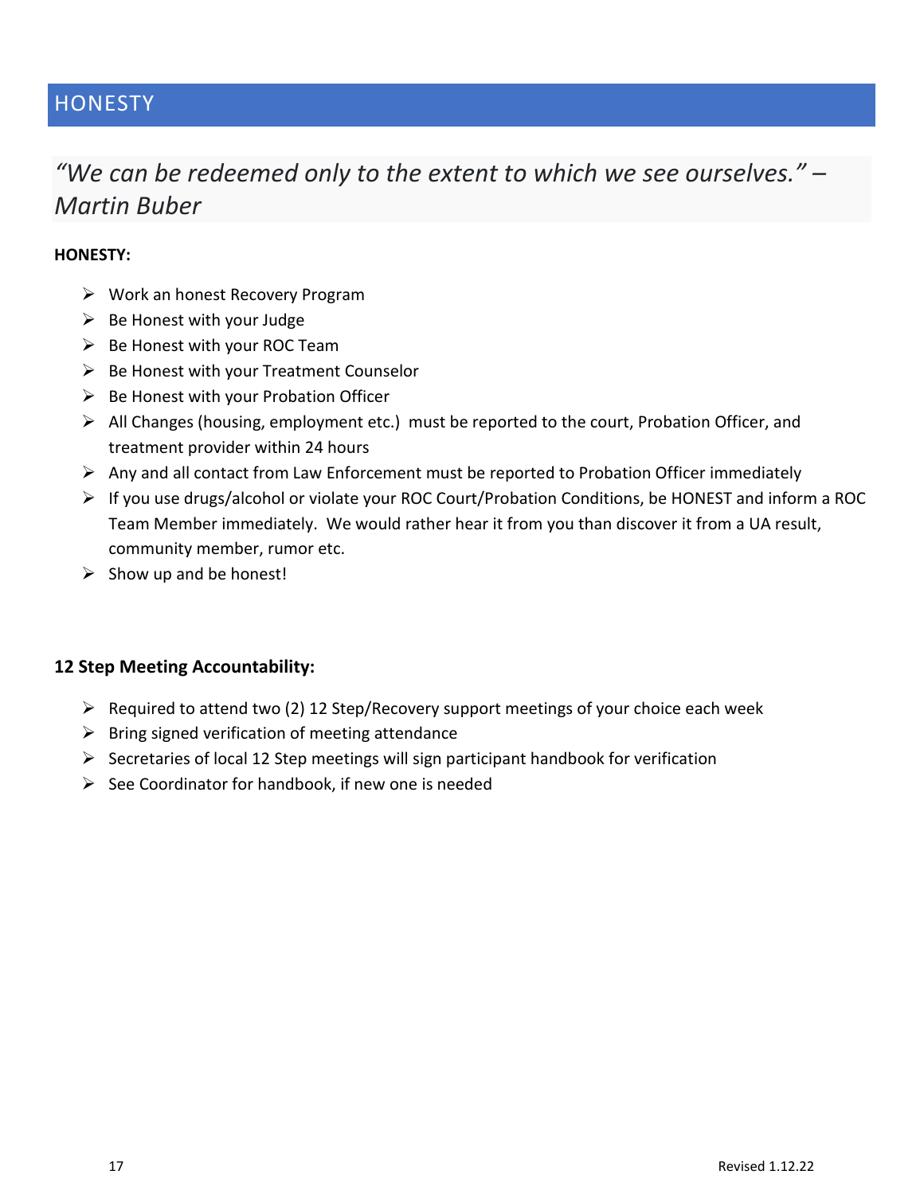## HONESTY

*“We can be redeemed only to the extent to which we see ourselves.” – Martin Buber*

**HONESTY:**

- Work an honest Recovery Program
- Be Honest with your Judge
- Be Honest with your ROC Team
- Be Honest with your Treatment Counselor
- Be Honest with your Probation Officer
- All Changes (housing, employment etc.) must be reported to the court, Probation Officer, and treatment provider within 24 hours
- Any and all contact from Law Enforcement must be reported to Probation Officer immediately
- If you use drugs/alcohol or violate your ROC Court/Probation Conditions, be HONEST and inform a ROC Team Member immediately. We would rather hear it from you than discover it from a UA result, community member, rumor etc.
- Show up and be honest!

**12 Step Meeting Accountability:**

- Required to attend two (2) 12 Step/Recovery support meetings of your choice each week
- Bring signed verification of meeting attendance
- Secretaries of local 12 Step meetings will sign participant handbook for verification
- See Coordinator for handbook, if new one is needed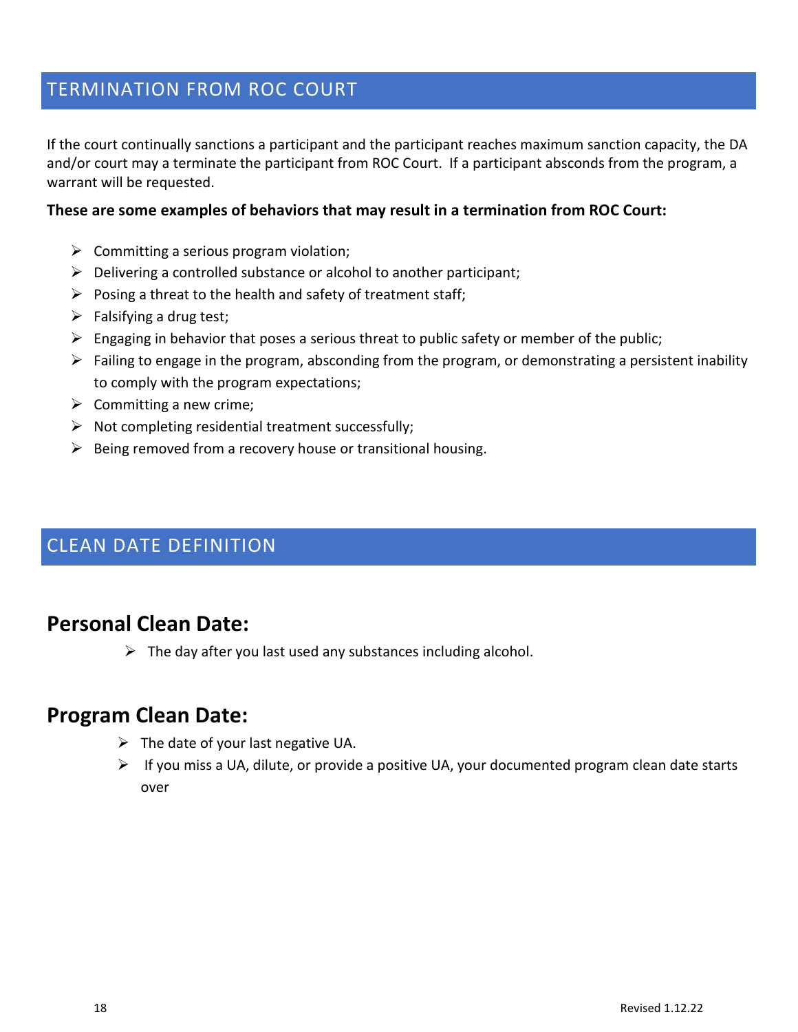## TERMINATION FROM ROC COURT

If the court continually sanctions a participant and the participant reaches maximum sanction capacity, the DA and/or court may a terminate the participant from ROC Court. If a participant absconds from the program, a warrant will be requested.

**These are some examples of behaviors that may result in a termination from ROC Court:**

- Committing a serious program violation;
- Delivering a controlled substance or alcohol to another participant;
- Posing a threat to the health and safety of treatment staff;
- Falsifying a drug test;
- Engaging in behavior that poses a serious threat to public safety or member of the public;
- Failing to engage in the program, absconding from the program, or demonstrating a persistent inability to comply with the program expectations;
- Committing a new crime;
- Not completing residential treatment successfully;
- Being removed from a recovery house or transitional housing.

## CLEAN DATE DEFINITION

### Personal Clean Date:

- The day after you last used any substances including alcohol.

### Program Clean Date:

- The date of your last negative UA.
- If you miss a UA, dilute, or provide a positive UA, your documented program clean date starts over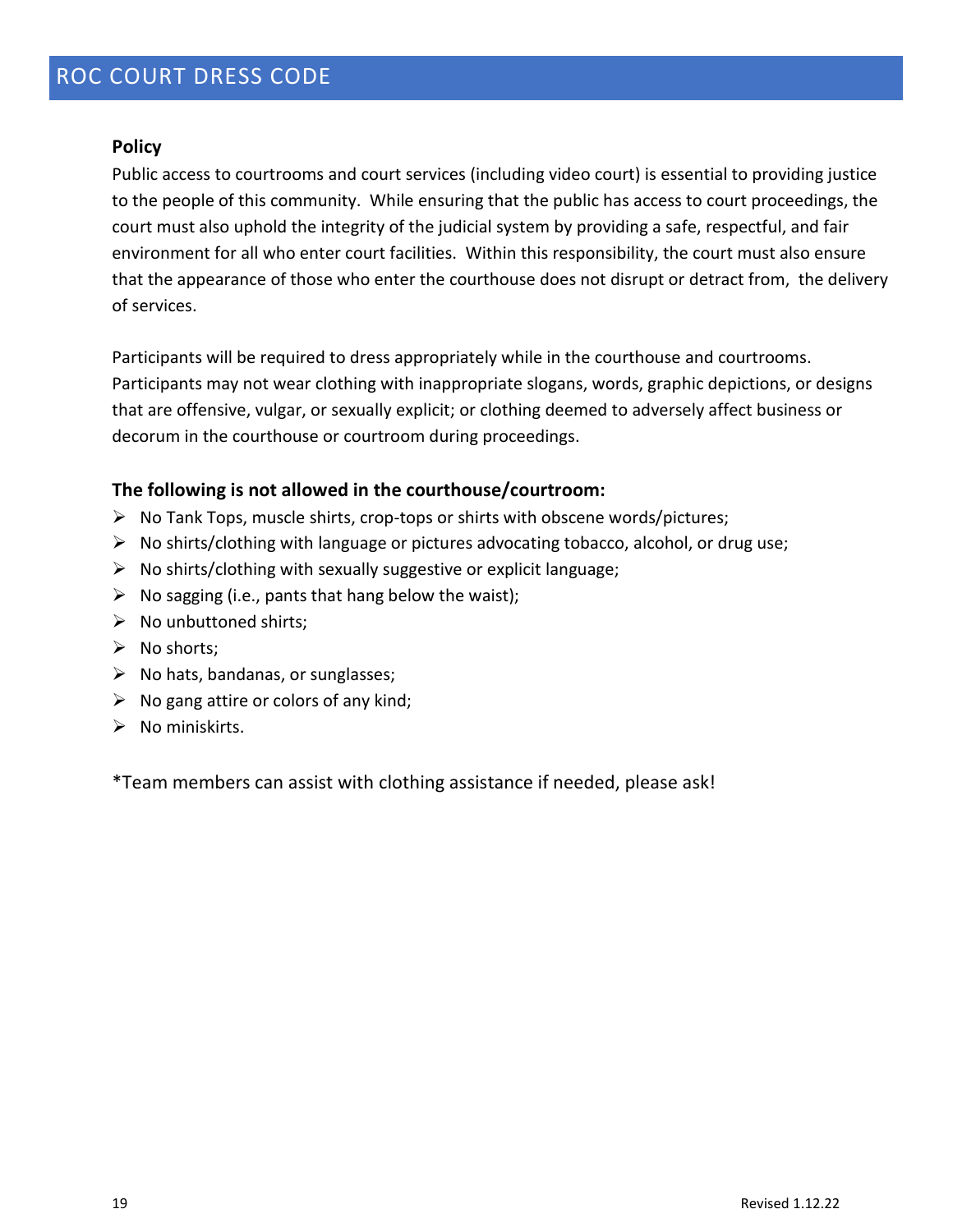# ROC COURT DRESS CODE

### Policy

Public access to courtrooms and court services (including video court) is essential to providing justice to the people of this community. While ensuring that the public has access to court proceedings, the court must also uphold the integrity of the judicial system by providing a safe, respectful, and fair environment for all who enter court facilities. Within this responsibility, the court must also ensure that the appearance of those who enter the courthouse does not disrupt or detract from, the delivery of services.

Participants will be required to dress appropriately while in the courthouse and courtrooms. Participants may not wear clothing with inappropriate slogans, words, graphic depictions, or designs that are offensive, vulgar, or sexually explicit; or clothing deemed to adversely affect business or decorum in the courthouse or courtroom during proceedings.

### The following is not allowed in the courthouse/courtroom:

- No Tank Tops, muscle shirts, crop-tops or shirts with obscene words/pictures;
- No shirts/clothing with language or pictures advocating tobacco, alcohol, or drug use;
- No shirts/clothing with sexually suggestive or explicit language;
- No sagging (i.e., pants that hang below the waist);
- No unbuttoned shirts;
- No shorts;
- No hats, bandanas, or sunglasses;
- No gang attire or colors of any kind;
- No miniskirts.

*Team members can assist with clothing assistance if needed, please ask!

Revised 1.12.22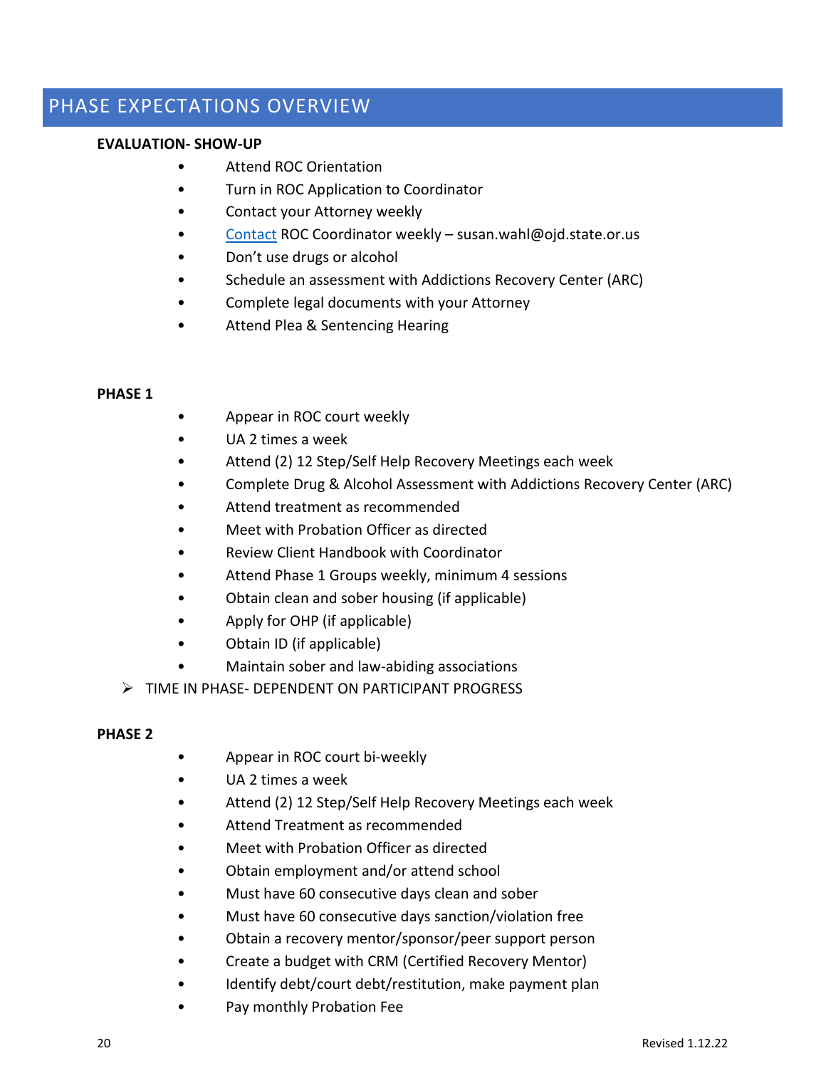## PHASE EXPECTATIONS OVERVIEW

**EVALUATION- SHOW-UP**

- Attend ROC Orientation
- Turn in ROC Application to Coordinator
- Contact your Attorney weekly
- Contact ROC Coordinator weekly – susan.wahl@ojd.state.or.us
- Don't use drugs or alcohol
- Schedule an assessment with Addictions Recovery Center (ARC)
- Complete legal documents with your Attorney
- Attend Plea & Sentencing Hearing

**PHASE 1**

- Appear in ROC court weekly
- UA 2 times a week
- Attend (2) 12 Step/Self Help Recovery Meetings each week
- Complete Drug & Alcohol Assessment with Addictions Recovery Center (ARC)
- Attend treatment as recommended
- Meet with Probation Officer as directed
- Review Client Handbook with Coordinator
- Attend Phase 1 Groups weekly, minimum 4 sessions
- Obtain clean and sober housing (if applicable)
- Apply for OHP (if applicable)
- Obtain ID (if applicable)
- Maintain sober and law-abiding associations

➢ TIME IN PHASE- DEPENDENT ON PARTICIPANT PROGRESS

**PHASE 2**

- Appear in ROC court bi-weekly
- UA 2 times a week
- Attend (2) 12 Step/Self Help Recovery Meetings each week
- Attend Treatment as recommended
- Meet with Probation Officer as directed
- Obtain employment and/or attend school
- Must have 60 consecutive days clean and sober
- Must have 60 consecutive days sanction/violation free
- Obtain a recovery mentor/sponsor/peer support person
- Create a budget with CRM (Certified Recovery Mentor)
- Identify debt/court debt/restitution, make payment plan
- Pay monthly Probation Fee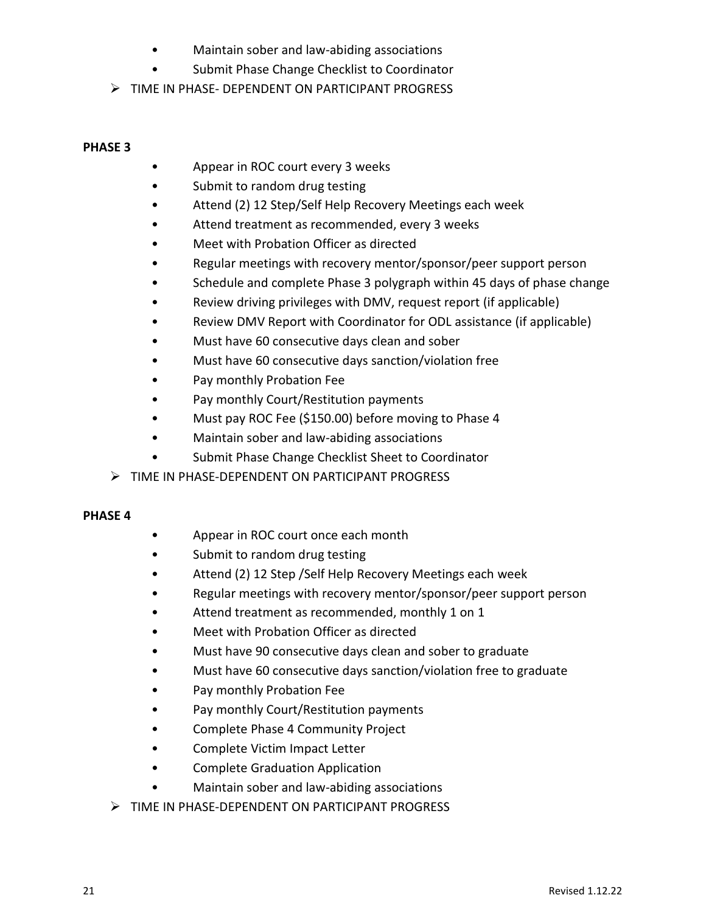- Maintain sober and law-abiding associations
- Submit Phase Change Checklist to Coordinator

➢ TIME IN PHASE- DEPENDENT ON PARTICIPANT PROGRESS

**PHASE 3**

- Appear in ROC court every 3 weeks
- Submit to random drug testing
- Attend (2) 12 Step/Self Help Recovery Meetings each week
- Attend treatment as recommended, every 3 weeks
- Meet with Probation Officer as directed
- Regular meetings with recovery mentor/sponsor/peer support person
- Schedule and complete Phase 3 polygraph within 45 days of phase change
- Review driving privileges with DMV, request report (if applicable)
- Review DMV Report with Coordinator for ODL assistance (if applicable)
- Must have 60 consecutive days clean and sober
- Must have 60 consecutive days sanction/violation free
- Pay monthly Probation Fee
- Pay monthly Court/Restitution payments
- Must pay ROC Fee ($150.00) before moving to Phase 4
- Maintain sober and law-abiding associations
- Submit Phase Change Checklist Sheet to Coordinator

➢ TIME IN PHASE-DEPENDENT ON PARTICIPANT PROGRESS

**PHASE 4**

- Appear in ROC court once each month
- Submit to random drug testing
- Attend (2) 12 Step /Self Help Recovery Meetings each week
- Regular meetings with recovery mentor/sponsor/peer support person
- Attend treatment as recommended, monthly 1 on 1
- Meet with Probation Officer as directed
- Must have 90 consecutive days clean and sober to graduate
- Must have 60 consecutive days sanction/violation free to graduate
- Pay monthly Probation Fee
- Pay monthly Court/Restitution payments
- Complete Phase 4 Community Project
- Complete Victim Impact Letter
- Complete Graduation Application
- Maintain sober and law-abiding associations

➢ TIME IN PHASE-DEPENDENT ON PARTICIPANT PROGRESS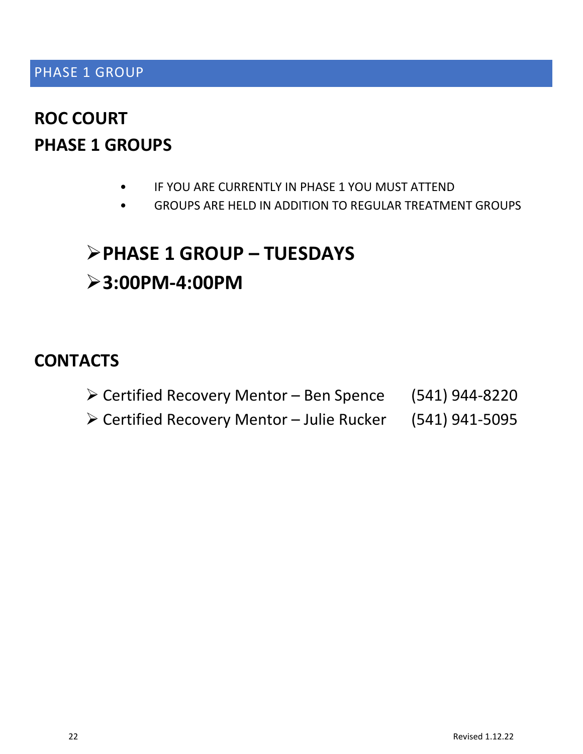## PHASE 1 GROUP

# ROC COURT
# PHASE 1 GROUPS

- IF YOU ARE CURRENTLY IN PHASE 1 YOU MUST ATTEND
- GROUPS ARE HELD IN ADDITION TO REGULAR TREATMENT GROUPS

- **PHASE 1 GROUP – TUESDAYS**
- **3:00PM-4:00PM**

## CONTACTS

- Certified Recovery Mentor – Ben Spence (541) 944-8220
- Certified Recovery Mentor – Julie Rucker (541) 941-5095

Revised 1.12.22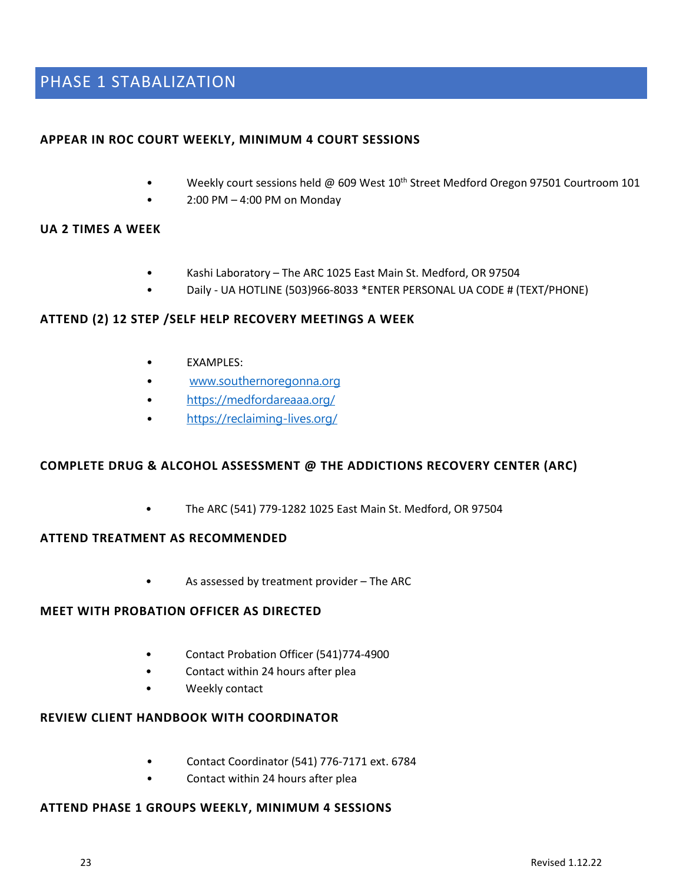# PHASE 1 STABALIZATION

### APPEAR IN ROC COURT WEEKLY, MINIMUM 4 COURT SESSIONS

- Weekly court sessions held @ 609 West 10th Street Medford Oregon 97501 Courtroom 101
- 2:00 PM – 4:00 PM on Monday

### UA 2 TIMES A WEEK

- Kashi Laboratory – The ARC 1025 East Main St. Medford, OR 97504
- Daily - UA HOTLINE (503)966-8033 *ENTER PERSONAL UA CODE # (TEXT/PHONE)

### ATTEND (2) 12 STEP /SELF HELP RECOVERY MEETINGS A WEEK

- EXAMPLES:
- [www.southernoregonna.org](http://www.southernoregonna.org)
- [https://medfordareaaa.org/](https://medfordareaaa.org/)
- [https://reclaiming-lives.org/](https://reclaiming-lives.org/)

### COMPLETE DRUG & ALCOHOL ASSESSMENT @ THE ADDICTIONS RECOVERY CENTER (ARC)

- The ARC (541) 779-1282 1025 East Main St. Medford, OR 97504

### ATTEND TREATMENT AS RECOMMENDED

- As assessed by treatment provider – The ARC

### MEET WITH PROBATION OFFICER AS DIRECTED

- Contact Probation Officer (541)774-4900
- Contact within 24 hours after plea
- Weekly contact

### REVIEW CLIENT HANDBOOK WITH COORDINATOR

- Contact Coordinator (541) 776-7171 ext. 6784
- Contact within 24 hours after plea

### ATTEND PHASE 1 GROUPS WEEKLY, MINIMUM 4 SESSIONS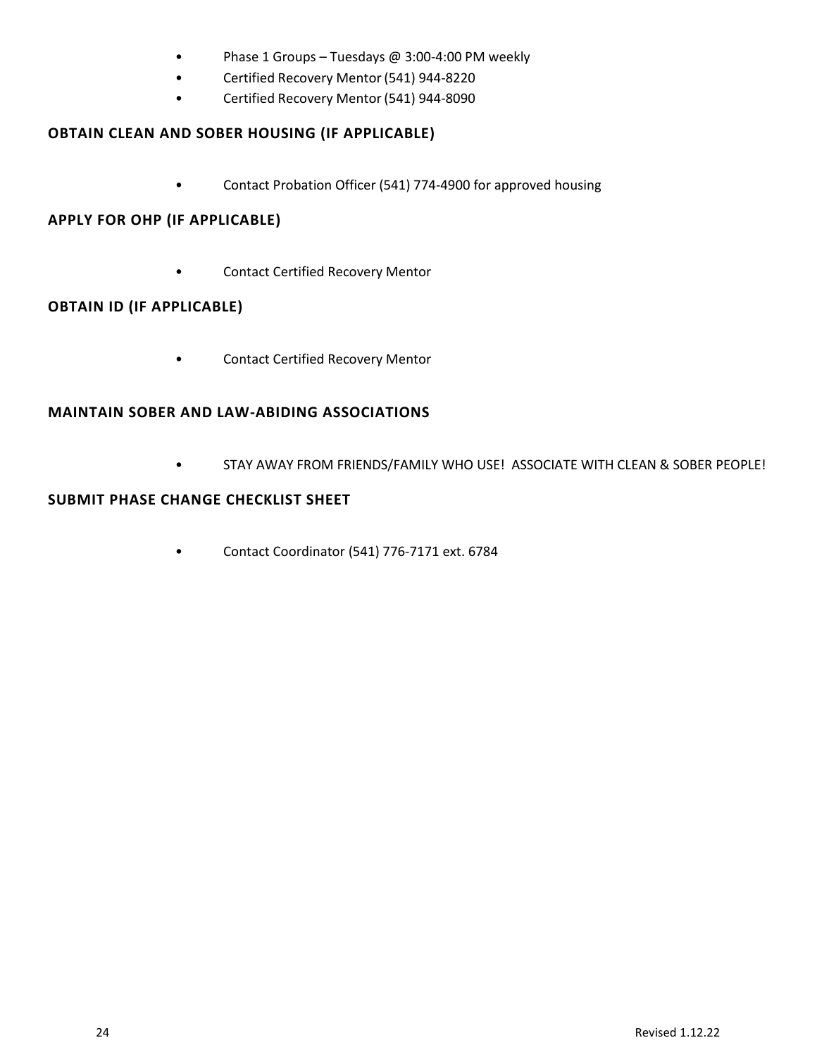- Phase 1 Groups – Tuesdays @ 3:00-4:00 PM weekly
- Certified Recovery Mentor (541) 944-8220
- Certified Recovery Mentor (541) 944-8090

## OBTAIN CLEAN AND SOBER HOUSING (IF APPLICABLE)

- Contact Probation Officer (541) 774-4900 for approved housing

## APPLY FOR OHP (IF APPLICABLE)

- Contact Certified Recovery Mentor

## OBTAIN ID (IF APPLICABLE)

- Contact Certified Recovery Mentor

## MAINTAIN SOBER AND LAW-ABIDING ASSOCIATIONS

- STAY AWAY FROM FRIENDS/FAMILY WHO USE! ASSOCIATE WITH CLEAN & SOBER PEOPLE!

## SUBMIT PHASE CHANGE CHECKLIST SHEET

- Contact Coordinator (541) 776-7171 ext. 6784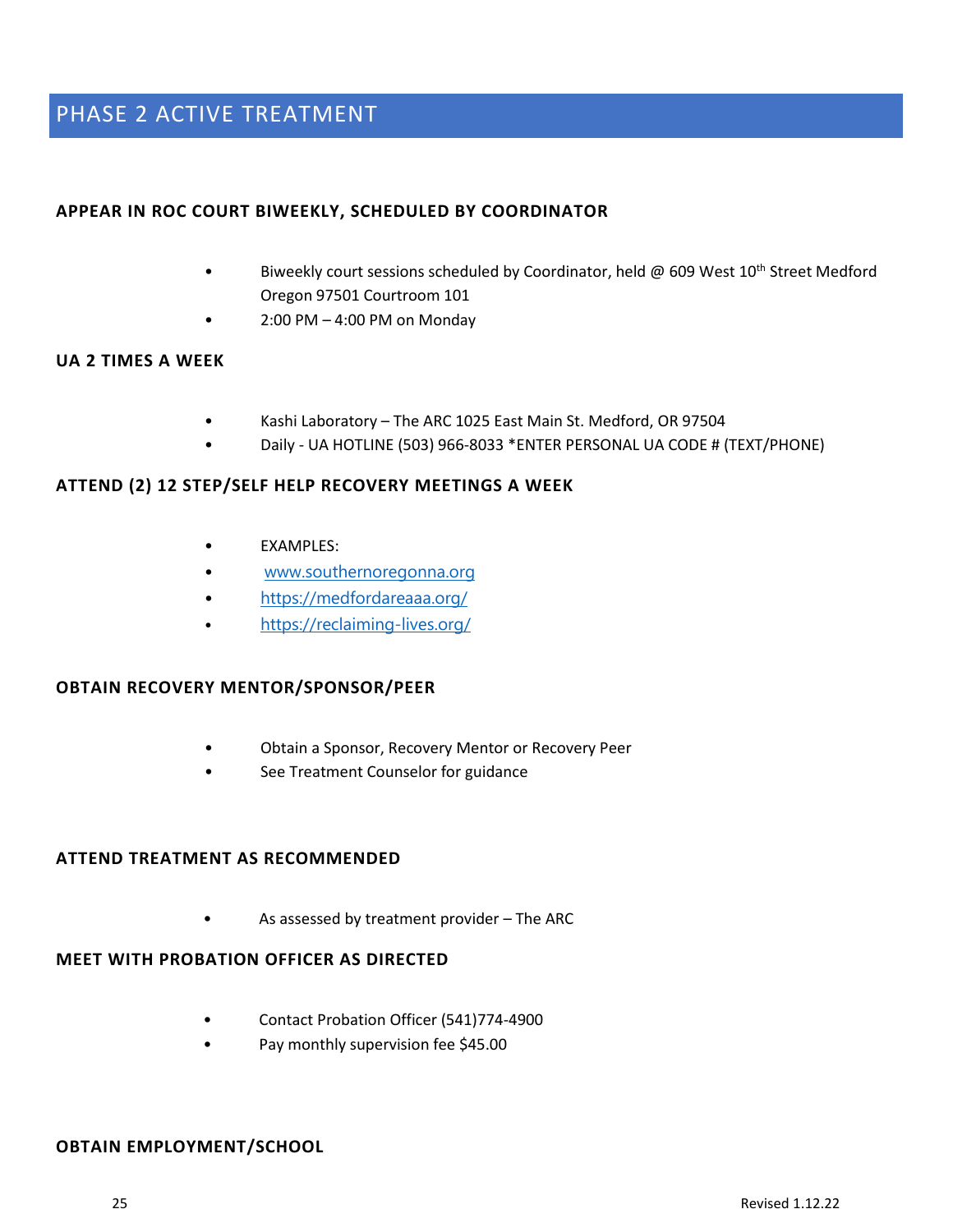# PHASE 2 ACTIVE TREATMENT

### APPEAR IN ROC COURT BIWEEKLY, SCHEDULED BY COORDINATOR

- Biweekly court sessions scheduled by Coordinator, held @ 609 West 10th Street Medford Oregon 97501 Courtroom 101
- 2:00 PM – 4:00 PM on Monday

### UA 2 TIMES A WEEK

- Kashi Laboratory – The ARC 1025 East Main St. Medford, OR 97504
- Daily - UA HOTLINE (503) 966-8033 *ENTER PERSONAL UA CODE # (TEXT/PHONE)

### ATTEND (2) 12 STEP/SELF HELP RECOVERY MEETINGS A WEEK

- EXAMPLES:
- www.southernoregonna.org
- https://medfordareaaa.org/
- https://reclaiming-lives.org/

### OBTAIN RECOVERY MENTOR/SPONSOR/PEER

- Obtain a Sponsor, Recovery Mentor or Recovery Peer
- See Treatment Counselor for guidance

### ATTEND TREATMENT AS RECOMMENDED

- As assessed by treatment provider – The ARC

### MEET WITH PROBATION OFFICER AS DIRECTED

- Contact Probation Officer (541)774-4900
- Pay monthly supervision fee $45.00

### OBTAIN EMPLOYMENT/SCHOOL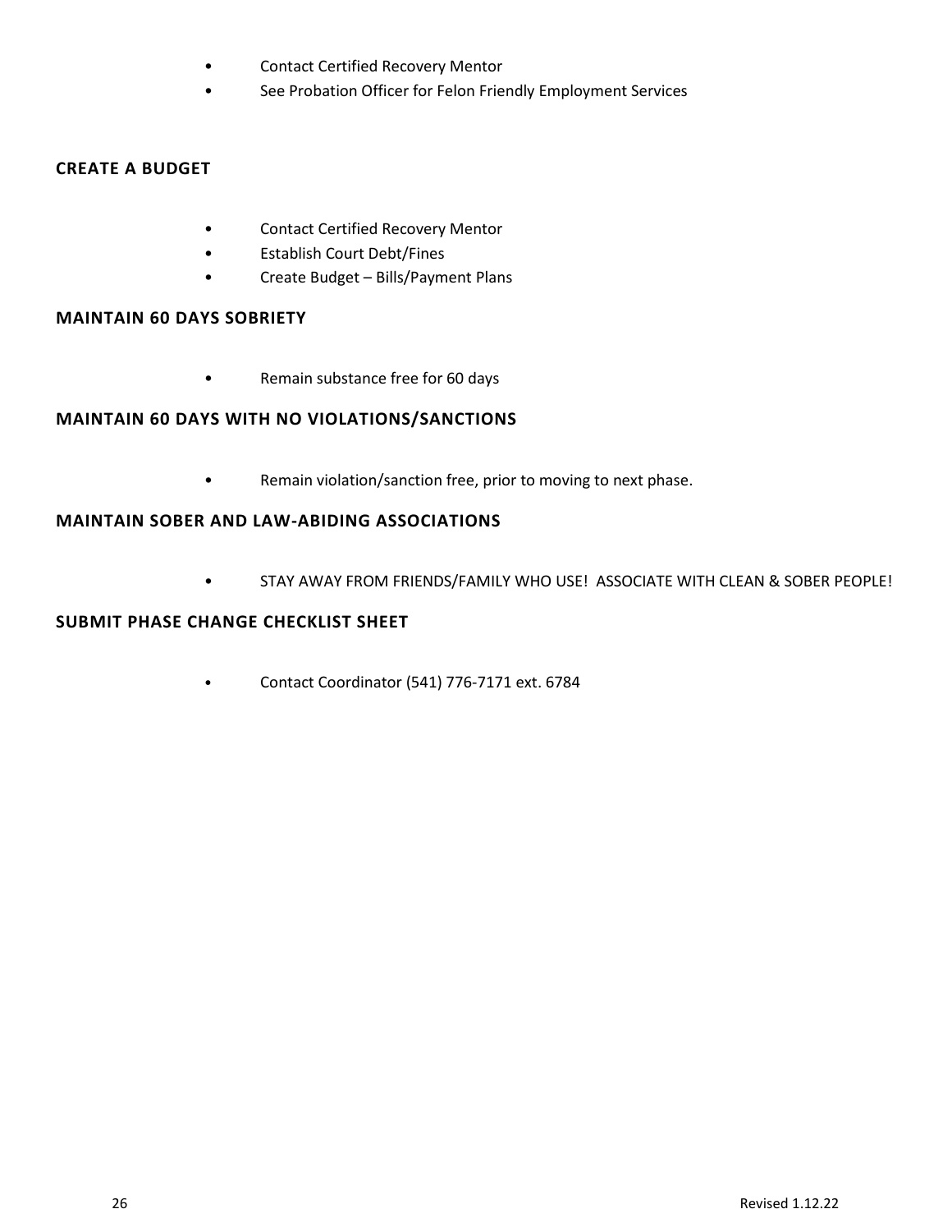- Contact Certified Recovery Mentor
- See Probation Officer for Felon Friendly Employment Services

### CREATE A BUDGET

- Contact Certified Recovery Mentor
- Establish Court Debt/Fines
- Create Budget – Bills/Payment Plans

### MAINTAIN 60 DAYS SOBRIETY

- Remain substance free for 60 days

### MAINTAIN 60 DAYS WITH NO VIOLATIONS/SANCTIONS

- Remain violation/sanction free, prior to moving to next phase.

### MAINTAIN SOBER AND LAW-ABIDING ASSOCIATIONS

- STAY AWAY FROM FRIENDS/FAMILY WHO USE!  ASSOCIATE WITH CLEAN & SOBER PEOPLE!

### SUBMIT PHASE CHANGE CHECKLIST SHEET

- Contact Coordinator (541) 776-7171 ext. 6784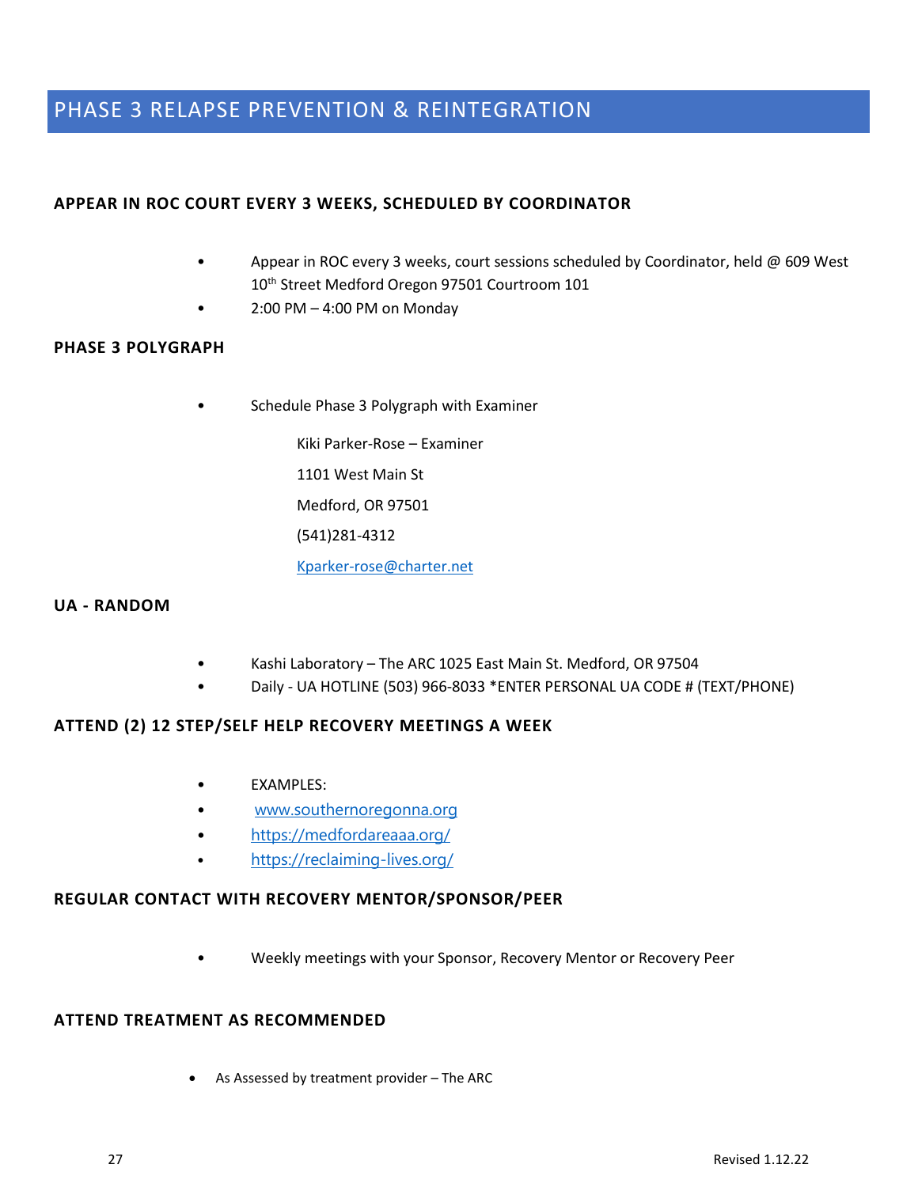# PHASE 3 RELAPSE PREVENTION & REINTEGRATION

### APPEAR IN ROC COURT EVERY 3 WEEKS, SCHEDULED BY COORDINATOR

- Appear in ROC every 3 weeks, court sessions scheduled by Coordinator, held @ 609 West 10th Street Medford Oregon 97501 Courtroom 101
- 2:00 PM – 4:00 PM on Monday

### PHASE 3 POLYGRAPH

- Schedule Phase 3 Polygraph with Examiner

  Kiki Parker-Rose – Examiner

  1101 West Main St

  Medford, OR 97501

  (541)281-4312

  Kparker-rose@charter.net

### UA - RANDOM

- Kashi Laboratory – The ARC 1025 East Main St. Medford, OR 97504
- Daily - UA HOTLINE (503) 966-8033 *ENTER PERSONAL UA CODE # (TEXT/PHONE)

### ATTEND (2) 12 STEP/SELF HELP RECOVERY MEETINGS A WEEK

- EXAMPLES:
- www.southernoregonna.org
- https://medfordareaaa.org/
- https://reclaiming-lives.org/

### REGULAR CONTACT WITH RECOVERY MENTOR/SPONSOR/PEER

- Weekly meetings with your Sponsor, Recovery Mentor or Recovery Peer

### ATTEND TREATMENT AS RECOMMENDED

- As Assessed by treatment provider – The ARC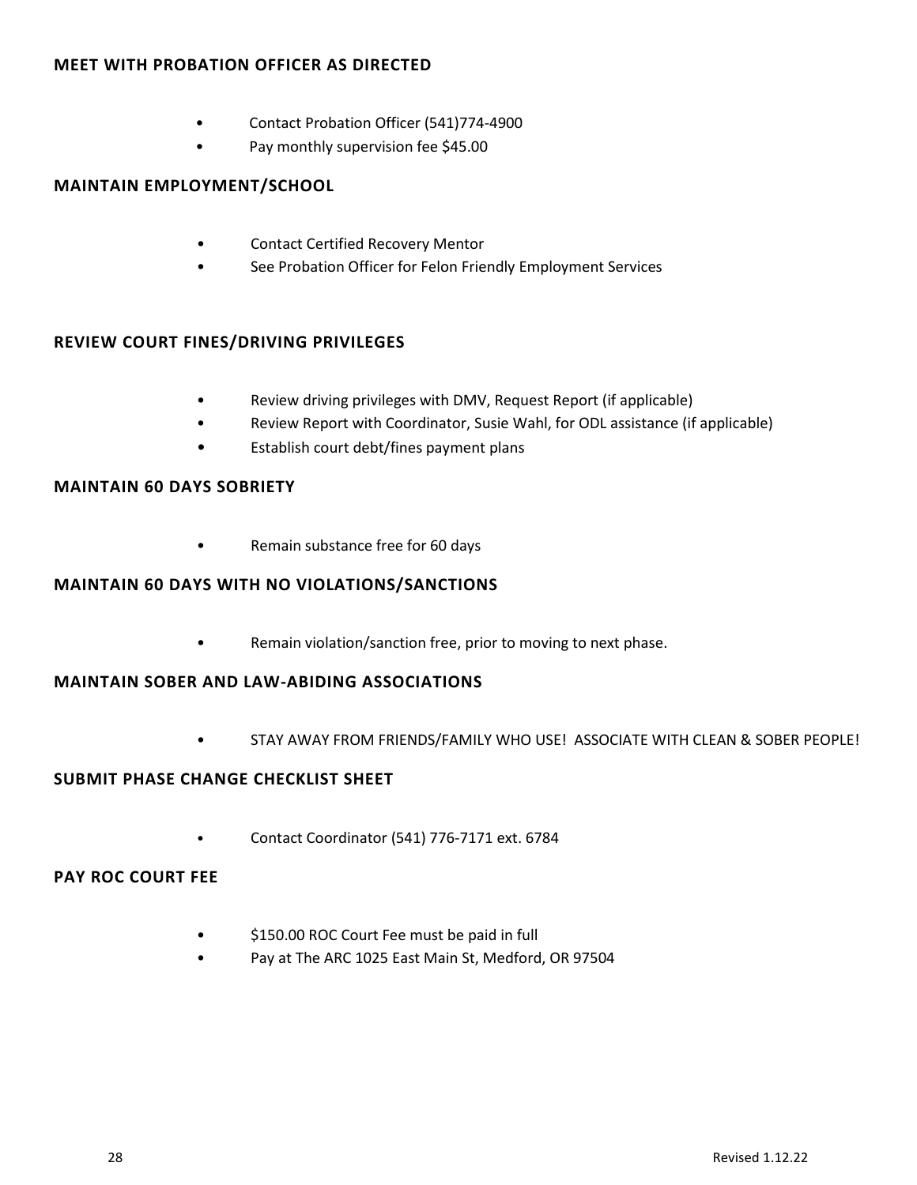### MEET WITH PROBATION OFFICER AS DIRECTED

- Contact Probation Officer (541)774-4900
- Pay monthly supervision fee $45.00

### MAINTAIN EMPLOYMENT/SCHOOL

- Contact Certified Recovery Mentor
- See Probation Officer for Felon Friendly Employment Services

### REVIEW COURT FINES/DRIVING PRIVILEGES

- Review driving privileges with DMV, Request Report (if applicable)
- Review Report with Coordinator, Susie Wahl, for ODL assistance (if applicable)
- Establish court debt/fines payment plans

### MAINTAIN 60 DAYS SOBRIETY

- Remain substance free for 60 days

### MAINTAIN 60 DAYS WITH NO VIOLATIONS/SANCTIONS

- Remain violation/sanction free, prior to moving to next phase.

### MAINTAIN SOBER AND LAW-ABIDING ASSOCIATIONS

- STAY AWAY FROM FRIENDS/FAMILY WHO USE! ASSOCIATE WITH CLEAN & SOBER PEOPLE!

### SUBMIT PHASE CHANGE CHECKLIST SHEET

- Contact Coordinator (541) 776-7171 ext. 6784

### PAY ROC COURT FEE

- $150.00 ROC Court Fee must be paid in full
- Pay at The ARC 1025 East Main St, Medford, OR 97504

Revised 1.12.22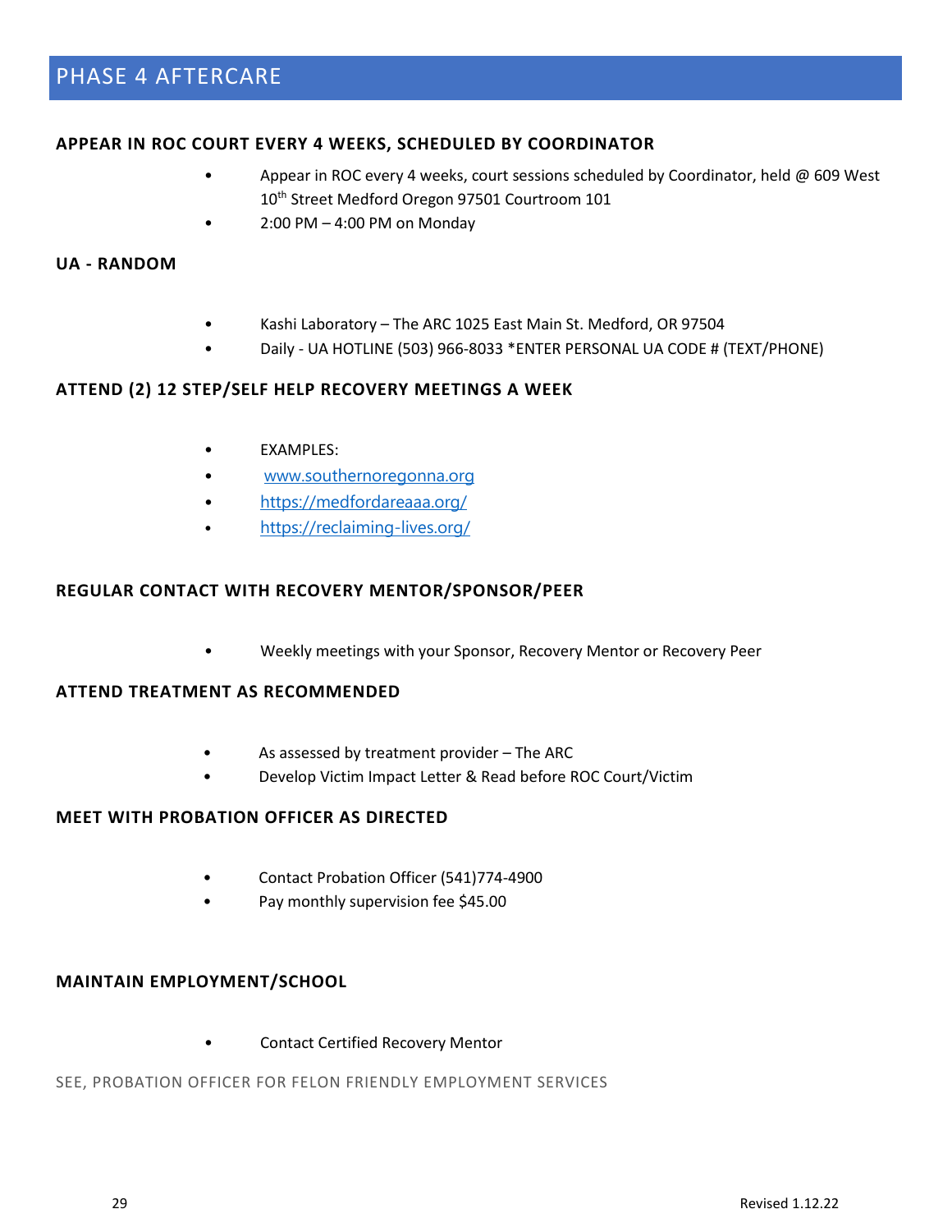# PHASE 4 AFTERCARE

### APPEAR IN ROC COURT EVERY 4 WEEKS, SCHEDULED BY COORDINATOR

- Appear in ROC every 4 weeks, court sessions scheduled by Coordinator, held @ 609 West 10th Street Medford Oregon 97501 Courtroom 101
- 2:00 PM – 4:00 PM on Monday

### UA - RANDOM

- Kashi Laboratory – The ARC 1025 East Main St. Medford, OR 97504
- Daily - UA HOTLINE (503) 966-8033 *ENTER PERSONAL UA CODE # (TEXT/PHONE)

### ATTEND (2) 12 STEP/SELF HELP RECOVERY MEETINGS A WEEK

- EXAMPLES:
- www.southernoregonna.org
- https://medfordareaaa.org/
- https://reclaiming-lives.org/

### REGULAR CONTACT WITH RECOVERY MENTOR/SPONSOR/PEER

- Weekly meetings with your Sponsor, Recovery Mentor or Recovery Peer

### ATTEND TREATMENT AS RECOMMENDED

- As assessed by treatment provider – The ARC
- Develop Victim Impact Letter & Read before ROC Court/Victim

### MEET WITH PROBATION OFFICER AS DIRECTED

- Contact Probation Officer (541)774-4900
- Pay monthly supervision fee $45.00

### MAINTAIN EMPLOYMENT/SCHOOL

- Contact Certified Recovery Mentor

SEE, PROBATION OFFICER FOR FELON FRIENDLY EMPLOYMENT SERVICES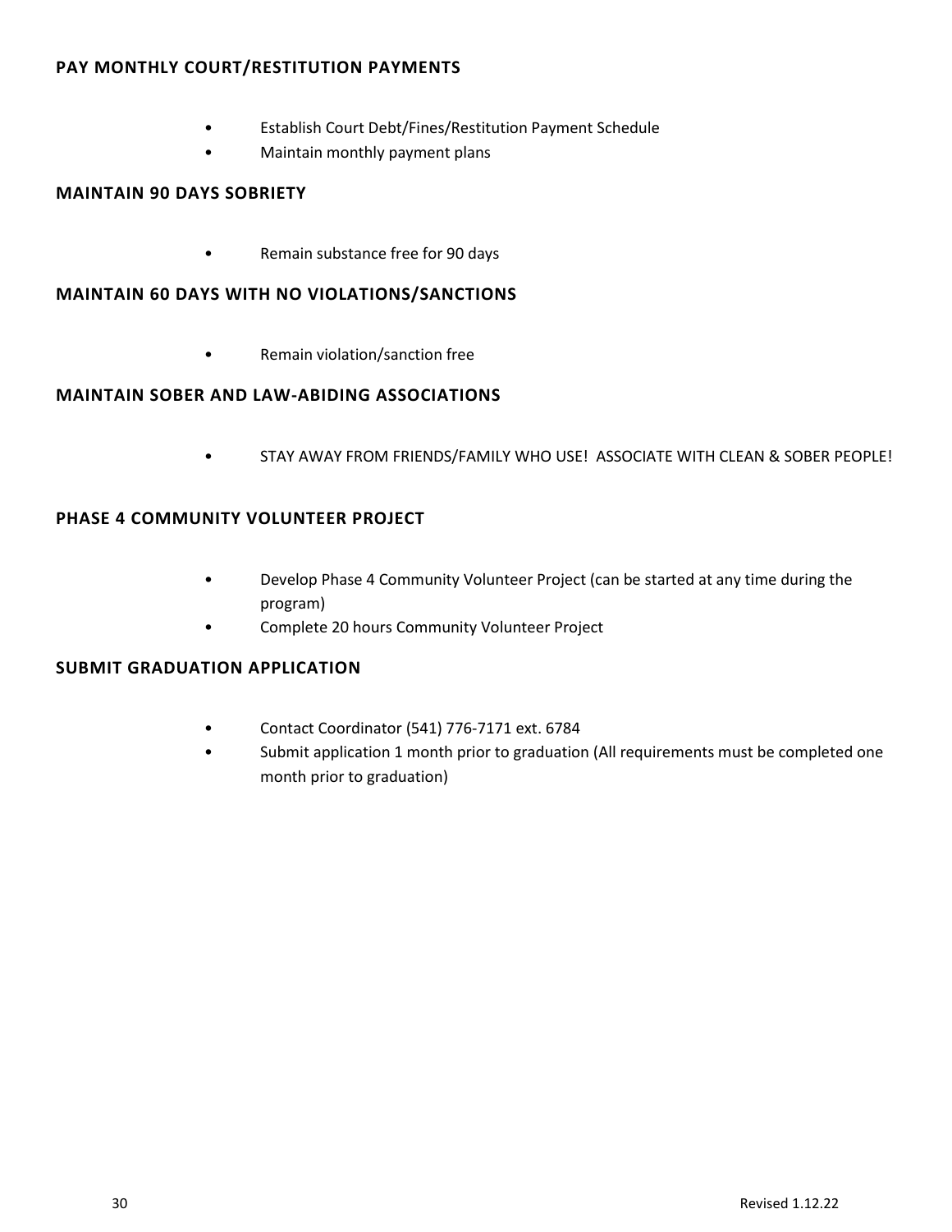### PAY MONTHLY COURT/RESTITUTION PAYMENTS

- Establish Court Debt/Fines/Restitution Payment Schedule
- Maintain monthly payment plans

### MAINTAIN 90 DAYS SOBRIETY

- Remain substance free for 90 days

### MAINTAIN 60 DAYS WITH NO VIOLATIONS/SANCTIONS

- Remain violation/sanction free

### MAINTAIN SOBER AND LAW-ABIDING ASSOCIATIONS

- STAY AWAY FROM FRIENDS/FAMILY WHO USE! ASSOCIATE WITH CLEAN & SOBER PEOPLE!

### PHASE 4 COMMUNITY VOLUNTEER PROJECT

- Develop Phase 4 Community Volunteer Project (can be started at any time during the program)
- Complete 20 hours Community Volunteer Project

### SUBMIT GRADUATION APPLICATION

- Contact Coordinator (541) 776-7171 ext. 6784
- Submit application 1 month prior to graduation (All requirements must be completed one month prior to graduation)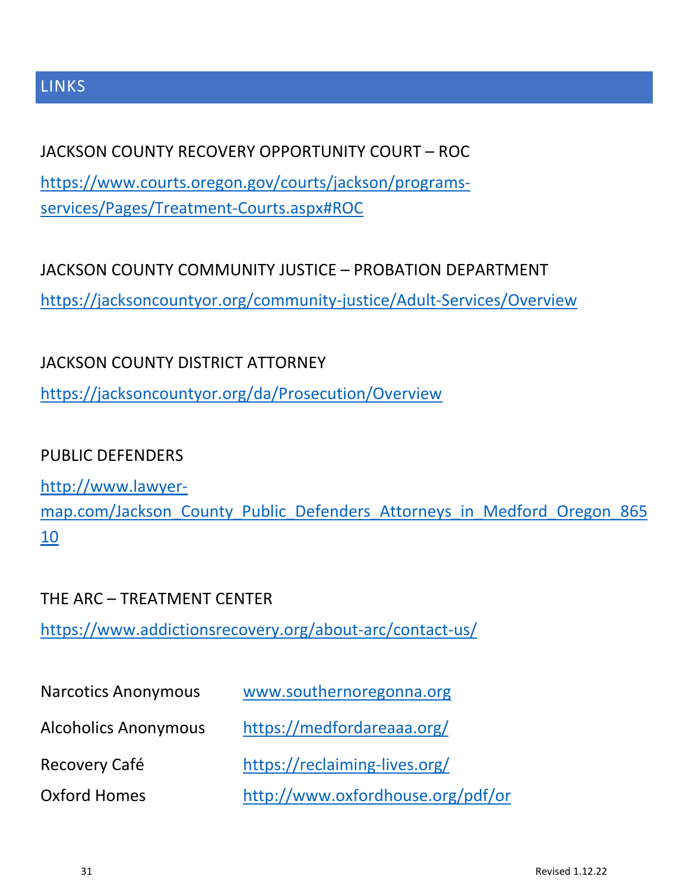## LINKS

JACKSON COUNTY RECOVERY OPPORTUNITY COURT – ROC

https://www.courts.oregon.gov/courts/jackson/programs-services/Pages/Treatment-Courts.aspx#ROC

JACKSON COUNTY COMMUNITY JUSTICE – PROBATION DEPARTMENT

https://jacksoncountyor.org/community-justice/Adult-Services/Overview

JACKSON COUNTY DISTRICT ATTORNEY

https://jacksoncountyor.org/da/Prosecution/Overview

PUBLIC DEFENDERS

http://www.lawyer-map.com/Jackson_County_Public_Defenders_Attorneys_in_Medford_Oregon_86510

THE ARC – TREATMENT CENTER

https://www.addictionsrecovery.org/about-arc/contact-us/

| | |
|---|---|
| Narcotics Anonymous | www.southernoregonna.org |
| Alcoholics Anonymous | https://medfordareaaa.org/ |
| Recovery Café | https://reclaiming-lives.org/ |
| Oxford Homes | http://www.oxfordhouse.org/pdf/or |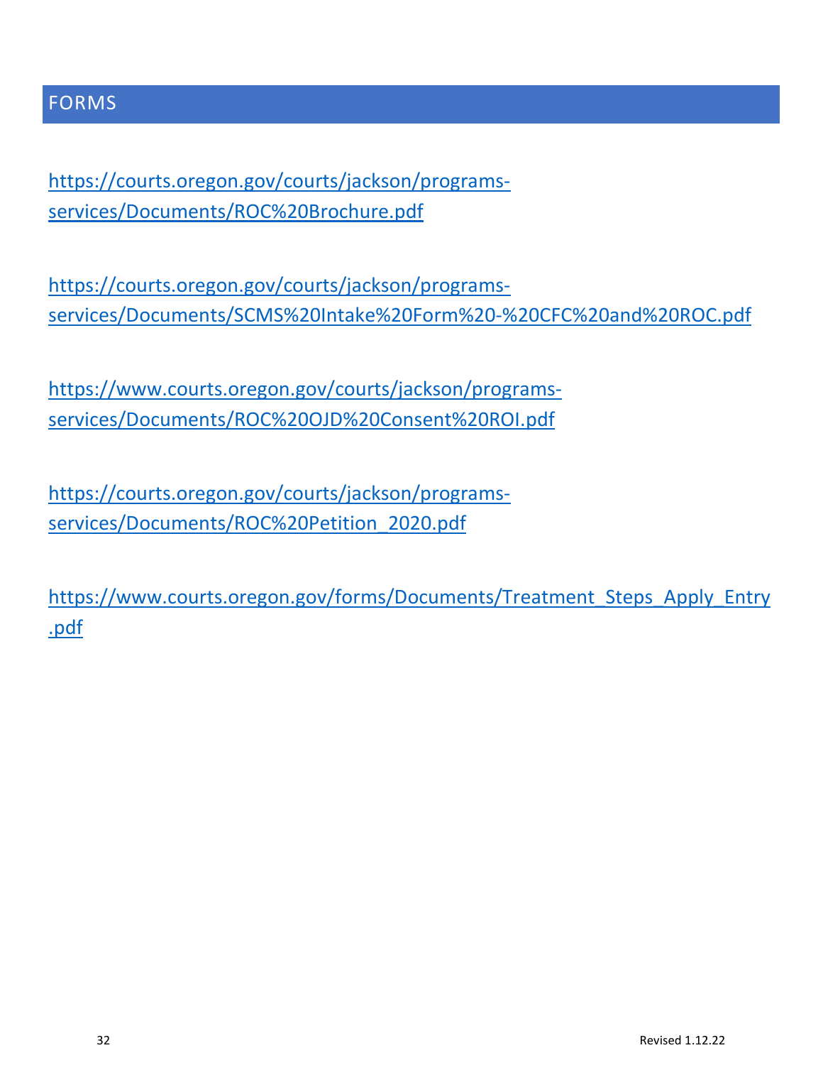## FORMS

https://courts.oregon.gov/courts/jackson/programs-services/Documents/ROC%20Brochure.pdf

https://courts.oregon.gov/courts/jackson/programs-services/Documents/SCMS%20Intake%20Form%20-%20CFC%20and%20ROC.pdf

https://www.courts.oregon.gov/courts/jackson/programs-services/Documents/ROC%20OJD%20Consent%20ROI.pdf

https://courts.oregon.gov/courts/jackson/programs-services/Documents/ROC%20Petition_2020.pdf

https://www.courts.oregon.gov/forms/Documents/Treatment_Steps_Apply_Entry.pdf

Revised 1.12.22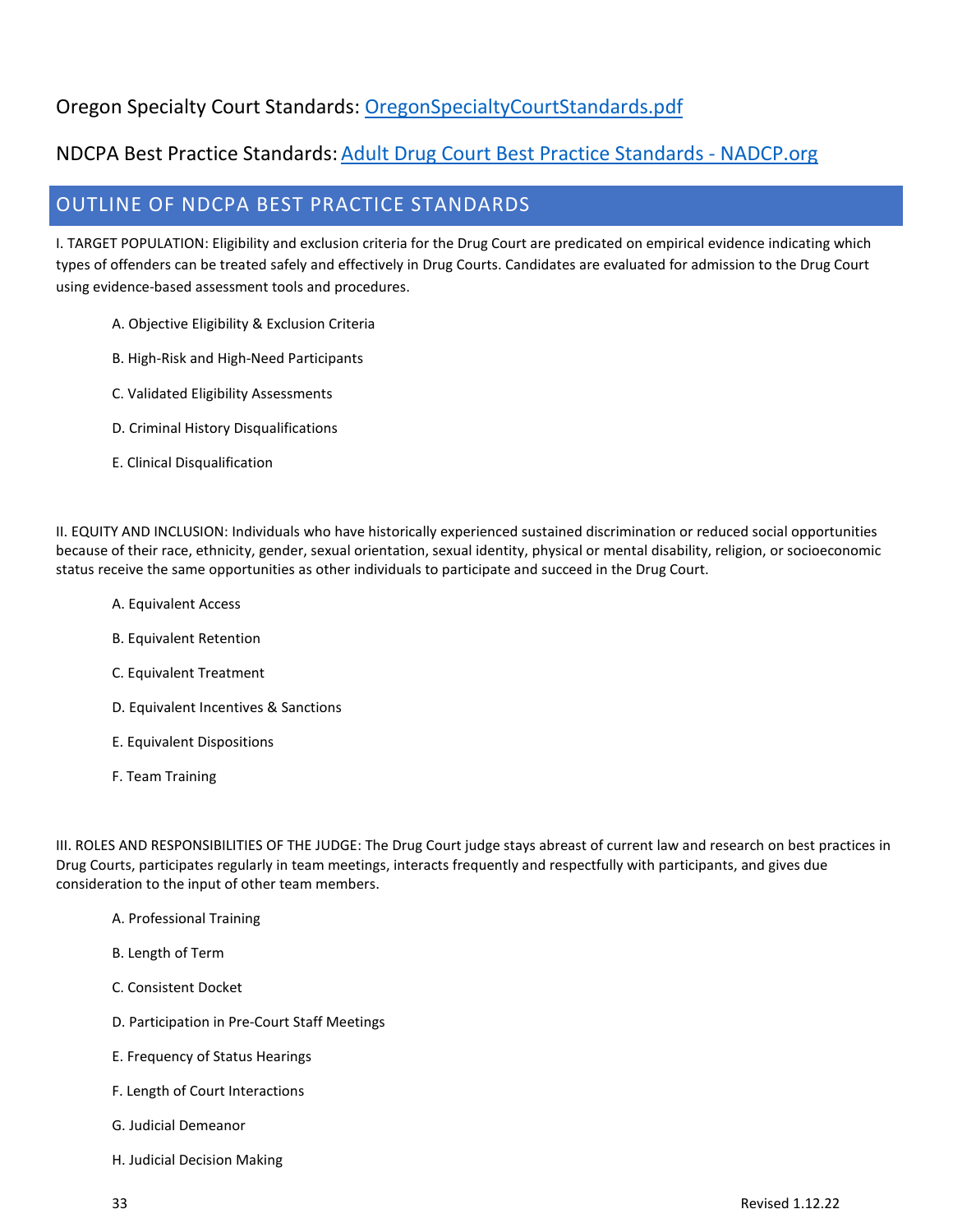Oregon Specialty Court Standards: [OregonSpecialtyCourtStandards.pdf](OregonSpecialtyCourtStandards.pdf)

NDCPA Best Practice Standards: [Adult Drug Court Best Practice Standards - NADCP.org](Adult Drug Court Best Practice Standards - NADCP.org)

## OUTLINE OF NDCPA BEST PRACTICE STANDARDS

I. TARGET POPULATION: Eligibility and exclusion criteria for the Drug Court are predicated on empirical evidence indicating which types of offenders can be treated safely and effectively in Drug Courts. Candidates are evaluated for admission to the Drug Court using evidence-based assessment tools and procedures.

- A. Objective Eligibility & Exclusion Criteria
- B. High-Risk and High-Need Participants
- C. Validated Eligibility Assessments
- D. Criminal History Disqualifications
- E. Clinical Disqualification

II. EQUITY AND INCLUSION: Individuals who have historically experienced sustained discrimination or reduced social opportunities because of their race, ethnicity, gender, sexual orientation, sexual identity, physical or mental disability, religion, or socioeconomic status receive the same opportunities as other individuals to participate and succeed in the Drug Court.

- A. Equivalent Access
- B. Equivalent Retention
- C. Equivalent Treatment
- D. Equivalent Incentives & Sanctions
- E. Equivalent Dispositions
- F. Team Training

III. ROLES AND RESPONSIBILITIES OF THE JUDGE: The Drug Court judge stays abreast of current law and research on best practices in Drug Courts, participates regularly in team meetings, interacts frequently and respectfully with participants, and gives due consideration to the input of other team members.

- A. Professional Training
- B. Length of Term
- C. Consistent Docket
- D. Participation in Pre-Court Staff Meetings
- E. Frequency of Status Hearings
- F. Length of Court Interactions
- G. Judicial Demeanor
- H. Judicial Decision Making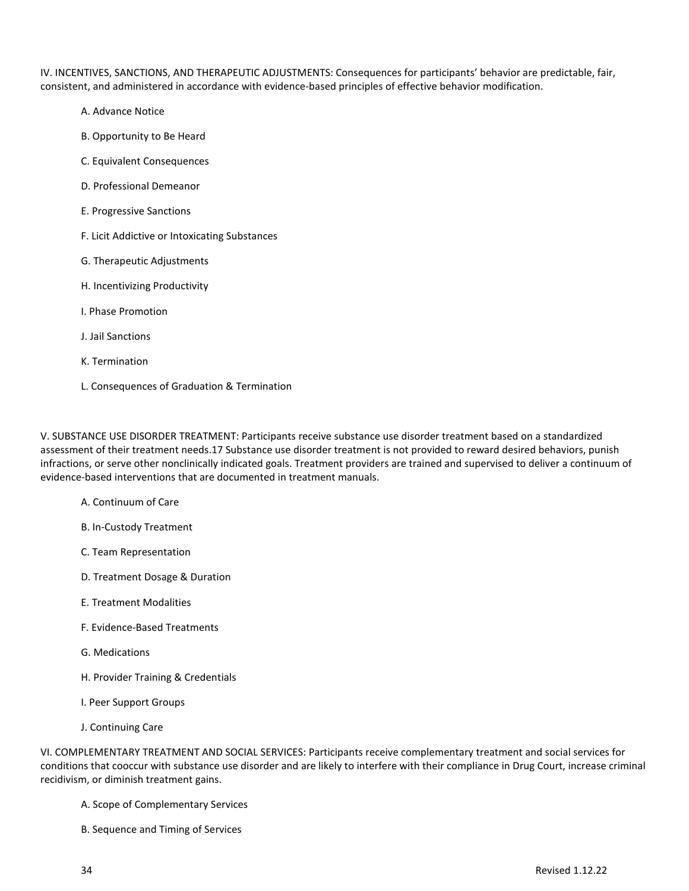IV. INCENTIVES, SANCTIONS, AND THERAPEUTIC ADJUSTMENTS: Consequences for participants' behavior are predictable, fair, consistent, and administered in accordance with evidence-based principles of effective behavior modification.

- A. Advance Notice
- B. Opportunity to Be Heard
- C. Equivalent Consequences
- D. Professional Demeanor
- E. Progressive Sanctions
- F. Licit Addictive or Intoxicating Substances
- G. Therapeutic Adjustments
- H. Incentivizing Productivity
- I. Phase Promotion
- J. Jail Sanctions
- K. Termination
- L. Consequences of Graduation & Termination

V. SUBSTANCE USE DISORDER TREATMENT: Participants receive substance use disorder treatment based on a standardized assessment of their treatment needs.[17] Substance use disorder treatment is not provided to reward desired behaviors, punish infractions, or serve other nonclinically indicated goals. Treatment providers are trained and supervised to deliver a continuum of evidence-based interventions that are documented in treatment manuals.

- A. Continuum of Care
- B. In-Custody Treatment
- C. Team Representation
- D. Treatment Dosage & Duration
- E. Treatment Modalities
- F. Evidence-Based Treatments
- G. Medications
- H. Provider Training & Credentials
- I. Peer Support Groups
- J. Continuing Care

VI. COMPLEMENTARY TREATMENT AND SOCIAL SERVICES: Participants receive complementary treatment and social services for conditions that cooccur with substance use disorder and are likely to interfere with their compliance in Drug Court, increase criminal recidivism, or diminish treatment gains.

- A. Scope of Complementary Services
- B. Sequence and Timing of Services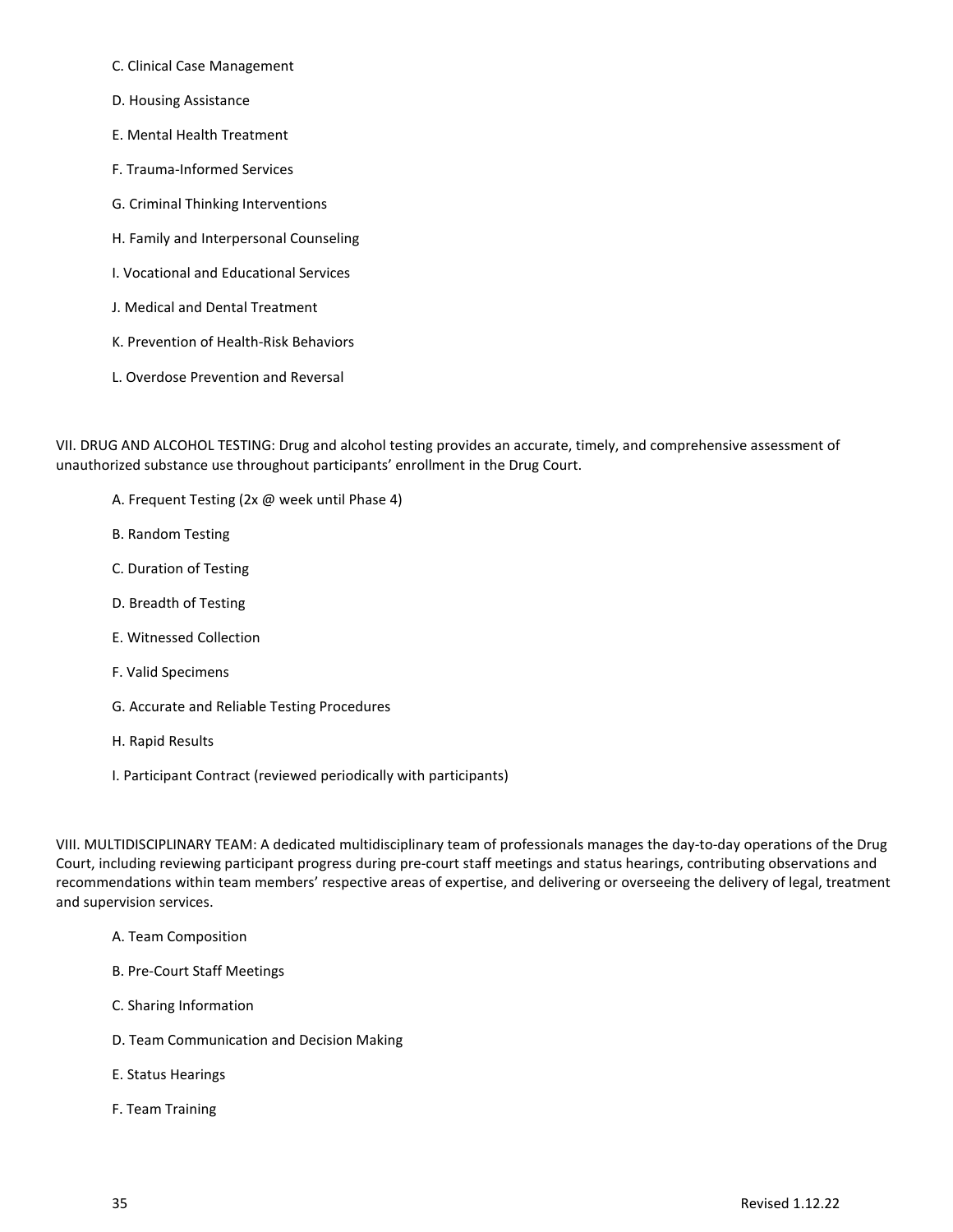C. Clinical Case Management

D. Housing Assistance

E. Mental Health Treatment

F. Trauma-Informed Services

G. Criminal Thinking Interventions

H. Family and Interpersonal Counseling

I. Vocational and Educational Services

J. Medical and Dental Treatment

K. Prevention of Health-Risk Behaviors

L. Overdose Prevention and Reversal

VII. DRUG AND ALCOHOL TESTING: Drug and alcohol testing provides an accurate, timely, and comprehensive assessment of unauthorized substance use throughout participants' enrollment in the Drug Court.

A. Frequent Testing (2x @ week until Phase 4)

B. Random Testing

C. Duration of Testing

D. Breadth of Testing

E. Witnessed Collection

F. Valid Specimens

G. Accurate and Reliable Testing Procedures

H. Rapid Results

I. Participant Contract (reviewed periodically with participants)

VIII. MULTIDISCIPLINARY TEAM: A dedicated multidisciplinary team of professionals manages the day-to-day operations of the Drug Court, including reviewing participant progress during pre-court staff meetings and status hearings, contributing observations and recommendations within team members' respective areas of expertise, and delivering or overseeing the delivery of legal, treatment and supervision services.

A. Team Composition

B. Pre-Court Staff Meetings

C. Sharing Information

D. Team Communication and Decision Making

E. Status Hearings

F. Team Training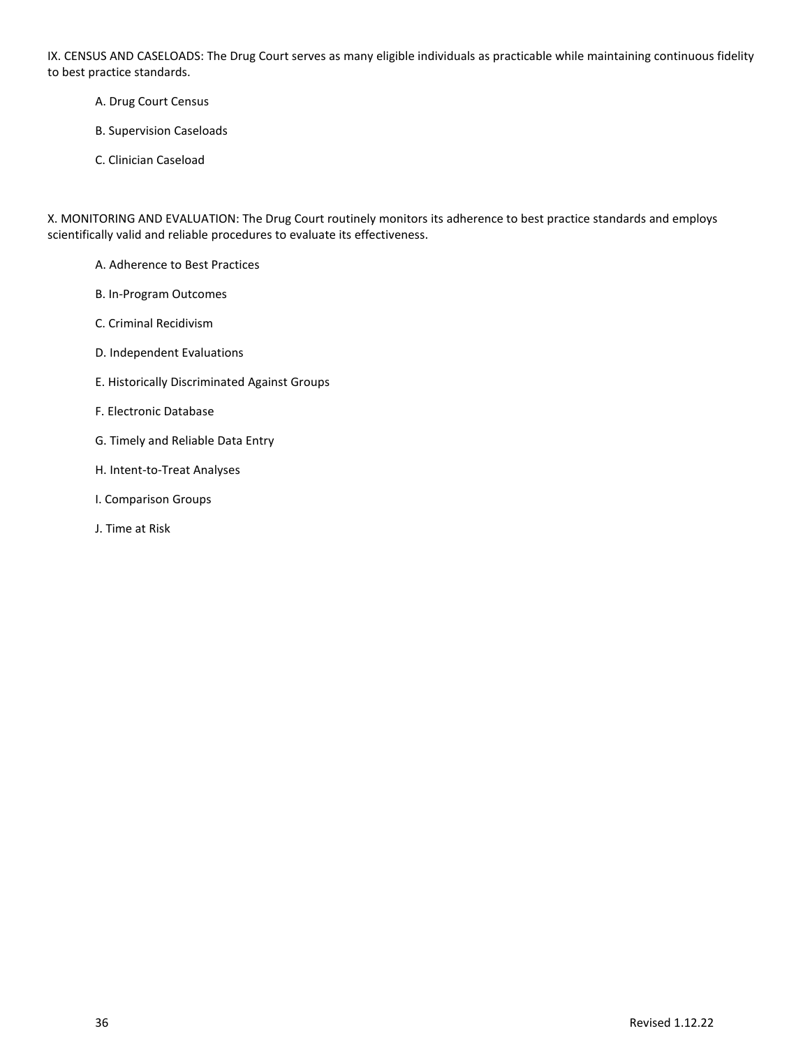IX. CENSUS AND CASELOADS: The Drug Court serves as many eligible individuals as practicable while maintaining continuous fidelity to best practice standards.

A. Drug Court Census

B. Supervision Caseloads

C. Clinician Caseload

X. MONITORING AND EVALUATION: The Drug Court routinely monitors its adherence to best practice standards and employs scientifically valid and reliable procedures to evaluate its effectiveness.

A. Adherence to Best Practices

B. In-Program Outcomes

C. Criminal Recidivism

D. Independent Evaluations

E. Historically Discriminated Against Groups

F. Electronic Database

G. Timely and Reliable Data Entry

H. Intent-to-Treat Analyses

I. Comparison Groups

J. Time at Risk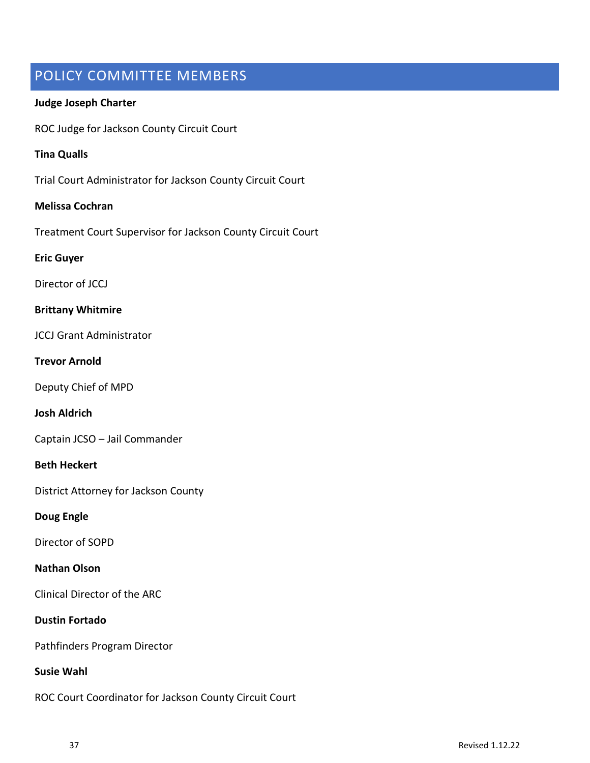## POLICY COMMITTEE MEMBERS

**Judge Joseph Charter**

ROC Judge for Jackson County Circuit Court

**Tina Qualls**

Trial Court Administrator for Jackson County Circuit Court

**Melissa Cochran**

Treatment Court Supervisor for Jackson County Circuit Court

**Eric Guyer**

Director of JCCJ

**Brittany Whitmire**

JCCJ Grant Administrator

**Trevor Arnold**

Deputy Chief of MPD

**Josh Aldrich**

Captain JCSO – Jail Commander

**Beth Heckert**

District Attorney for Jackson County

**Doug Engle**

Director of SOPD

**Nathan Olson**

Clinical Director of the ARC

**Dustin Fortado**

Pathfinders Program Director

**Susie Wahl**

ROC Court Coordinator for Jackson County Circuit Court

Revised 1.12.22